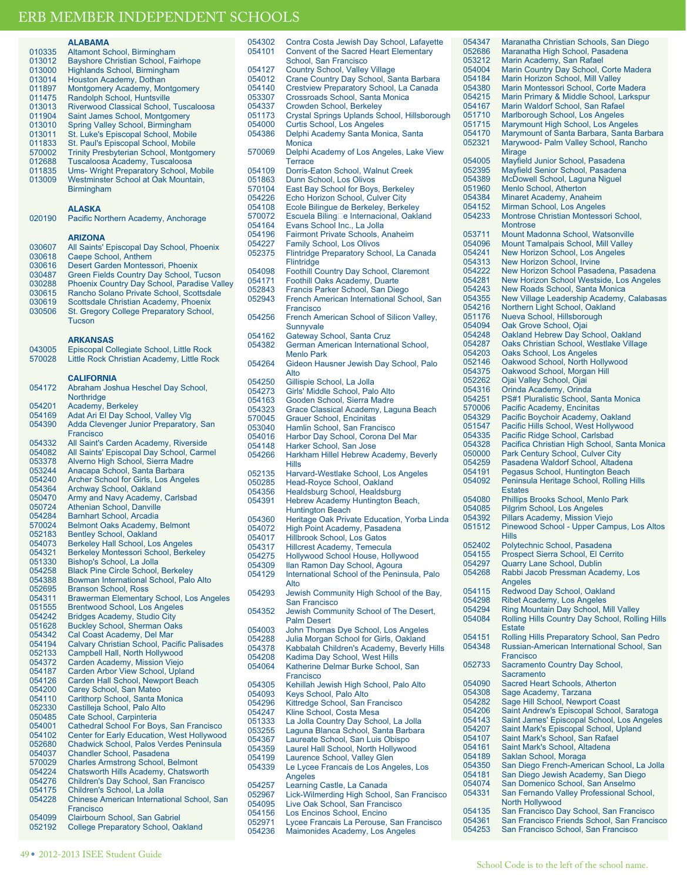# ERB MEMBER INDEPENDENT SCHOOLS

## ALABAMA

010335 Altamont School, Birmingham
013012 Bayshore Christian School, Fairhope
013000 Highlands School, Birmingham
013014 Houston Academy, Dothan
011897 Montgomery Academy, Montgomery
011475 Randolph School, Huntsville
013013 Riverwood Classical School, Tuscaloosa
011904 Saint James School, Montgomery
013010 Spring Valley School, Birmingham
013011 St. Luke's Episcopal School, Mobile
011833 St. Paul's Episcopal School, Mobile
570002 Trinity Presbyterian School, Montgomery
012688 Tuscaloosa Academy, Tuscaloosa
011835 Ums- Wright Preparatory School, Mobile
013009 Westminster School at Oak Mountain, Birmingham

## ALASKA

020190 Pacific Northern Academy, Anchorage

## ARIZONA

030607 All Saints' Episcopal Day School, Phoenix
030618 Caepe School, Anthem
030616 Desert Garden Montessori, Phoenix
030487 Green Fields Country Day School, Tucson
030288 Phoenix Country Day School, Paradise Valley
030615 Rancho Solano Private School, Scottsdale
030619 Scottsdale Christian Academy, Phoenix
030506 St. Gregory College Preparatory School, Tucson

## ARKANSAS

043005 Episcopal Collegiate School, Little Rock
570028 Little Rock Christian Academy, Little Rock

## CALIFORNIA

054172 Abraham Joshua Heschel Day School, Northridge
054201 Academy, Berkeley
054169 Adat Ari El Day School, Valley Vlg
054390 Adda Clevenger Junior Preparatory, San Francisco
054332 All Saint's Carden Academy, Riverside
054082 All Saints' Episcopal Day School, Carmel
053378 Alverno High School, Sierra Madre
053244 Anacapa School, Santa Barbara
054240 Archer School for Girls, Los Angeles
054364 Archway School, Oakland
050470 Army and Navy Academy, Carlsbad
050724 Athenian School, Danville
054284 Barnhart School, Arcadia
570024 Belmont Oaks Academy, Belmont
052183 Bentley School, Oakland
054073 Berkeley Hall School, Los Angeles
054321 Berkeley Montessori School, Berkeley
051330 Bishop's School, La Jolla
054258 Black Pine Circle School, Berkeley
054388 Bowman International School, Palo Alto
052695 Branson School, Ross
054311 Brawerman Elementary School, Los Angeles
051555 Brentwood School, Los Angeles
054242 Bridges Academy, Studio City
051628 Buckley School, Sherman Oaks
054342 Cal Coast Academy, Del Mar
054194 Calvary Christian School, Pacific Palisades
052133 Campbell Hall, North Hollywood
054372 Carden Academy, Mission Viejo
054187 Carden Arbor View School, Upland
054126 Carden Hall School, Newport Beach
054200 Carey School, San Mateo
054110 Carlthorp School, Santa Monica
052330 Castilleja School, Palo Alto
050485 Cate School, Carpinteria
054001 Cathedral School For Boys, San Francisco
054102 Center for Early Education, West Hollywood
052680 Chadwick School, Palos Verdes Peninsula
054037 Chandler School, Pasadena
570029 Charles Armstrong School, Belmont
054224 Chatsworth Hills Academy, Chatsworth
054276 Children's Day School, San Francisco
054175 Children's School, La Jolla
054228 Chinese American International School, San Francisco
054099 Clairbourn School, San Gabriel
052192 College Preparatory School, Oakland
054302 Contra Costa Jewish Day School, Lafayette
054101 Convent of the Sacred Heart Elementary School, San Francisco
054127 Country School, Valley Village
054012 Crane Country Day School, Santa Barbara
054140 Crestview Preparatory School, La Canada
053307 Crossroads School, Santa Monica
054337 Crowden School, Berkeley
051173 Crystal Springs Uplands School, Hillsborough
054000 Curtis School, Los Angeles
054386 Delphi Academy Santa Monica, Santa Monica
570069 Delphi Academy of Los Angeles, Lake View Terrace
054109 Dorris-Eaton School, Walnut Creek
051863 Dunn School, Los Olivos
570104 East Bay School for Boys, Berkeley
054226 Echo Horizon School, Culver City
054108 Ecole Bilingue de Berkeley, Berkeley
570072 Escuela Biling□e Internacional, Oakland
054164 Evans School Inc., La Jolla
054196 Fairmont Private Schools, Anaheim
054227 Family School, Los Olivos
052375 Flintridge Preparatory School, La Canada Flintridge
054098 Foothill Country Day School, Claremont
054171 Foothill Oaks Academy, Duarte
052843 Francis Parker School, San Diego
052943 French American International School, San Francisco
054256 French American School of Silicon Valley, Sunnyvale
054162 Gateway School, Santa Cruz
054382 German American International School, Menlo Park
054264 Gideon Hausner Jewish Day School, Palo Alto
054250 Gillispie School, La Jolla
054273 Girls' Middle School, Palo Alto
054163 Gooden School, Sierra Madre
054323 Grace Classical Academy, Laguna Beach
570045 Grauer School, Encinitas
053040 Hamlin School, San Francisco
054016 Harbor Day School, Corona Del Mar
054148 Harker School, San Jose
054266 Harkham Hillel Hebrew Academy, Beverly Hills
052135 Harvard-Westlake School, Los Angeles
050285 Head-Royce School, Oakland
054356 Healdsburg School, Healdsburg
054391 Hebrew Academy Huntington Beach, Huntington Beach
054360 Heritage Oak Private Education, Yorba Linda
054072 High Point Academy, Pasadena
054017 Hillbrook School, Los Gatos
054317 Hillcrest Academy, Temecula
054275 Hollywood School House, Hollywood
054309 Ilan Ramon Day School, Agoura
054129 International School of the Peninsula, Palo Alto
054293 Jewish Community High School of the Bay, San Francisco
054352 Jewish Community School of The Desert, Palm Desert
054003 John Thomas Dye School, Los Angeles
054288 Julia Morgan School for Girls, Oakland
054378 Kabbalah Children's Academy, Beverly Hills
054208 Kadima Day School, West Hills
054064 Katherine Delmar Burke School, San Francisco
054305 Kehillah Jewish High School, Palo Alto
054093 Keys School, Palo Alto
054296 Kittredge School, San Francisco
054247 Kline School, Costa Mesa
051333 La Jolla Country Day School, La Jolla
053255 Laguna Blanca School, Santa Barbara
054367 Laureate School, San Luis Obispo
054359 Laurel Hall School, North Hollywood
054199 Laurence School, Valley Glen
054339 Le Lycee Francais de Los Angeles, Los Angeles
054257 Learning Castle, La Canada
052967 Lick-Wilmerding High School, San Francisco
054095 Live Oak School, San Francisco
054156 Los Encinos School, Encino
052971 Lycee Francais La Perouse, San Francisco
054236 Maimonides Academy, Los Angeles
054347 Maranatha Christian Schools, San Diego
052686 Maranatha High School, Pasadena
053212 Marin Academy, San Rafael
054004 Marin Country Day School, Corte Madera
054184 Marin Horizon School, Mill Valley
054380 Marin Montessori School, Corte Madera
054215 Marin Primary & Middle School, Larkspur
054167 Marin Waldorf School, San Rafael
051710 Marlborough School, Los Angeles
051715 Marymount High School, Los Angeles
054170 Marymount of Santa Barbara, Santa Barbara
052321 Marywood- Palm Valley School, Rancho Mirage
054005 Mayfield Junior School, Pasadena
052395 Mayfield Senior School, Pasadena
054389 McDowell School, Laguna Niguel
051960 Menlo School, Atherton
054384 Minaret Academy, Anaheim
054152 Mirman School, Los Angeles
054233 Montrose Christian Montessori School, Montrose
053711 Mount Madonna School, Watsonville
054096 Mount Tamalpais School, Mill Valley
054241 New Horizon School, Los Angeles
054313 New Horizon School, Irvine
054222 New Horizon School Pasadena, Pasadena
054281 New Horizon School Westside, Los Angeles
054243 New Roads School, Santa Monica
054355 New Village Leadership Academy, Calabasas
054216 Northern Light School, Oakland
051176 Nueva School, Hillsborough
054094 Oak Grove School, Ojai
054248 Oakland Hebrew Day School, Oakland
054287 Oaks Christian School, Westlake Village
054203 Oaks School, Los Angeles
052146 Oakwood School, North Hollywood
054375 Oakwood School, Morgan Hill
052262 Ojai Valley School, Ojai
054316 Orinda Academy, Orinda
054251 PS#1 Pluralistic School, Santa Monica
570006 Pacific Academy, Encinitas
054329 Pacific Boychoir Academy, Oakland
051547 Pacific Hills School, West Hollywood
054335 Pacific Ridge School, Carlsbad
054328 Pacifica Christian High School, Santa Monica
050000 Park Century School, Culver City
054259 Pasadena Waldorf School, Altadena
054191 Pegasus School, Huntington Beach
054092 Peninsula Heritage School, Rolling Hills Estates
054080 Phillips Brooks School, Menlo Park
054085 Pilgrim School, Los Angeles
054392 Pillars Academy, Mission Viejo
051512 Pinewood School - Upper Campus, Los Altos Hills
052402 Polytechnic School, Pasadena
054155 Prospect Sierra School, El Cerrito
054297 Quarry Lane School, Dublin
054268 Rabbi Jacob Pressman Academy, Los Angeles
054115 Redwood Day School, Oakland
054298 Ribet Academy, Los Angeles
054294 Ring Mountain Day School, Mill Valley
054084 Rolling Hills Country Day School, Rolling Hills Estate
054151 Rolling Hills Preparatory School, San Pedro
054348 Russian-American International School, San Francisco
052733 Sacramento Country Day School, Sacramento
054090 Sacred Heart Schools, Atherton
054308 Sage Academy, Tarzana
054282 Sage Hill School, Newport Coast
054206 Saint Andrew's Episcopal School, Saratoga
054143 Saint James' Episcopal School, Los Angeles
054207 Saint Mark's Episcopal School, Upland
054107 Saint Mark's School, San Rafael
054161 Saint Mark's School, Altadena
054189 Saklan School, Moraga
054350 San Diego French-American School, La Jolla
054181 San Diego Jewish Academy, San Diego
054074 San Domenico School, San Anselmo
054331 San Fernando Valley Professional School, North Hollywood
054135 San Francisco Day School, San Francisco
054361 San Francisco Friends School, San Francisco
054253 San Francisco School, San Francisco

School Code is to the left of the school name.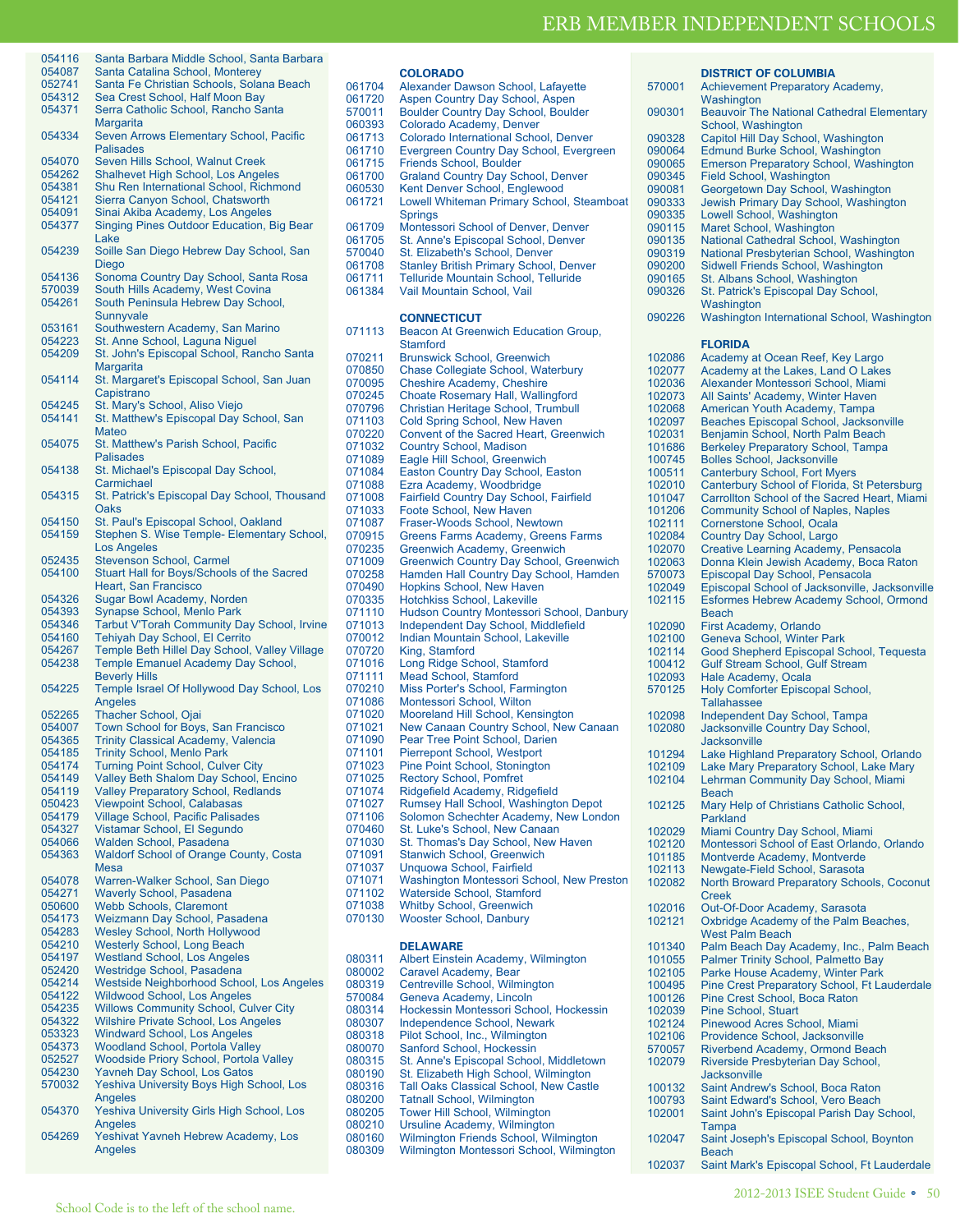| Code | School |
|---|---|
| 054116 | Santa Barbara Middle School, Santa Barbara |
| 054087 | Santa Catalina School, Monterey |
| 052741 | Santa Fe Christian Schools, Solana Beach |
| 054312 | Sea Crest School, Half Moon Bay |
| 054371 | Serra Catholic School, Rancho Santa Margarita |
| 054334 | Seven Arrows Elementary School, Pacific Palisades |
| 054070 | Seven Hills School, Walnut Creek |
| 054262 | Shalhevet High School, Los Angeles |
| 054381 | Shu Ren International School, Richmond |
| 054121 | Sierra Canyon School, Chatsworth |
| 054091 | Sinai Akiba Academy, Los Angeles |
| 054377 | Singing Pines Outdoor Education, Big Bear Lake |
| 054239 | Soille San Diego Hebrew Day School, San Diego |
| 054136 | Sonoma Country Day School, Santa Rosa |
| 570039 | South Hills Academy, West Covina |
| 054261 | South Peninsula Hebrew Day School, Sunnyvale |
| 053161 | Southwestern Academy, San Marino |
| 054223 | St. Anne School, Laguna Niguel |
| 054209 | St. John's Episcopal School, Rancho Santa Margarita |
| 054114 | St. Margaret's Episcopal School, San Juan Capistrano |
| 054245 | St. Mary's School, Aliso Viejo |
| 054141 | St. Matthew's Episcopal Day School, San Mateo |
| 054075 | St. Matthew's Parish School, Pacific Palisades |
| 054138 | St. Michael's Episcopal Day School, Carmichael |
| 054315 | St. Patrick's Episcopal Day School, Thousand Oaks |
| 054150 | St. Paul's Episcopal School, Oakland |
| 054159 | Stephen S. Wise Temple- Elementary School, Los Angeles |
| 052435 | Stevenson School, Carmel |
| 054100 | Stuart Hall for Boys/Schools of the Sacred Heart, San Francisco |
| 054326 | Sugar Bowl Academy, Norden |
| 054393 | Synapse School, Menlo Park |
| 054346 | Tarbut V'Torah Community Day School, Irvine |
| 054160 | Tehiyah Day School, El Cerrito |
| 054267 | Temple Beth Hillel Day School, Valley Village |
| 054238 | Temple Emanuel Academy Day School, Beverly Hills |
| 054225 | Temple Israel Of Hollywood Day School, Los Angeles |
| 052265 | Thacher School, Ojai |
| 054007 | Town School for Boys, San Francisco |
| 054365 | Trinity Classical Academy, Valencia |
| 054185 | Trinity School, Menlo Park |
| 054174 | Turning Point School, Culver City |
| 054149 | Valley Beth Shalom Day School, Encino |
| 054119 | Valley Preparatory School, Redlands |
| 050423 | Viewpoint School, Calabasas |
| 054179 | Village School, Pacific Palisades |
| 054327 | Vistamar School, El Segundo |
| 054066 | Walden School, Pasadena |
| 054363 | Waldorf School of Orange County, Costa Mesa |
| 054078 | Warren-Walker School, San Diego |
| 054271 | Waverly School, Pasadena |
| 050600 | Webb Schools, Claremont |
| 054173 | Weizmann Day School, Pasadena |
| 054283 | Wesley School, North Hollywood |
| 054210 | Westerly School, Long Beach |
| 054197 | Westland School, Los Angeles |
| 052420 | Westridge School, Pasadena |
| 054214 | Westside Neighborhood School, Los Angeles |
| 054122 | Wildwood School, Los Angeles |
| 054235 | Willows Community School, Culver City |
| 054322 | Wilshire Private School, Los Angeles |
| 053323 | Windward School, Los Angeles |
| 054373 | Woodland School, Portola Valley |
| 052527 | Woodside Priory School, Portola Valley |
| 054230 | Yavneh Day School, Los Gatos |
| 570032 | Yeshiva University Boys High School, Los Angeles |
| 054370 | Yeshiva University Girls High School, Los Angeles |
| 054269 | Yeshivat Yavneh Hebrew Academy, Los Angeles |

## COLORADO

| Code | School |
|---|---|
| 061704 | Alexander Dawson School, Lafayette |
| 061720 | Aspen Country Day School, Aspen |
| 570011 | Boulder Country Day School, Boulder |
| 060393 | Colorado Academy, Denver |
| 061713 | Colorado International School, Denver |
| 061710 | Evergreen Country Day School, Evergreen |
| 061715 | Friends School, Boulder |
| 061700 | Graland Country Day School, Denver |
| 060530 | Kent Denver School, Englewood |
| 061721 | Lowell Whiteman Primary School, Steamboat Springs |
| 061709 | Montessori School of Denver, Denver |
| 061705 | St. Anne's Episcopal School, Denver |
| 570040 | St. Elizabeth's School, Denver |
| 061708 | Stanley British Primary School, Denver |
| 061711 | Telluride Mountain School, Telluride |
| 061384 | Vail Mountain School, Vail |

## CONNECTICUT

| Code | School |
|---|---|
| 071113 | Beacon At Greenwich Education Group, Stamford |
| 070211 | Brunswick School, Greenwich |
| 070850 | Chase Collegiate School, Waterbury |
| 070095 | Cheshire Academy, Cheshire |
| 070245 | Choate Rosemary Hall, Wallingford |
| 070796 | Christian Heritage School, Trumbull |
| 071103 | Cold Spring School, New Haven |
| 070220 | Convent of the Sacred Heart, Greenwich |
| 071032 | Country School, Madison |
| 071089 | Eagle Hill School, Greenwich |
| 071084 | Easton Country Day School, Easton |
| 071088 | Ezra Academy, Woodbridge |
| 071008 | Fairfield Country Day School, Fairfield |
| 071033 | Foote School, New Haven |
| 071087 | Fraser-Woods School, Newtown |
| 070915 | Greens Farms Academy, Greens Farms |
| 070235 | Greenwich Academy, Greenwich |
| 071009 | Greenwich Country Day School, Greenwich |
| 070258 | Hamden Hall Country Day School, Hamden |
| 070490 | Hopkins School, New Haven |
| 070335 | Hotchkiss School, Lakeville |
| 071110 | Hudson Country Montessori School, Danbury |
| 071013 | Independent Day School, Middlefield |
| 070012 | Indian Mountain School, Lakeville |
| 070720 | King, Stamford |
| 071016 | Long Ridge School, Stamford |
| 071111 | Mead School, Stamford |
| 070210 | Miss Porter's School, Farmington |
| 071086 | Montessori School, Wilton |
| 071020 | Mooreland Hill School, Kensington |
| 071021 | New Canaan Country School, New Canaan |
| 071090 | Pear Tree Point School, Darien |
| 071101 | Pierrepont School, Westport |
| 071023 | Pine Point School, Stonington |
| 071025 | Rectory School, Pomfret |
| 071074 | Ridgefield Academy, Ridgefield |
| 071027 | Rumsey Hall School, Washington Depot |
| 071106 | Solomon Schechter Academy, New London |
| 070460 | St. Luke's School, New Canaan |
| 071030 | St. Thomas's Day School, New Haven |
| 071091 | Stanwich School, Greenwich |
| 071037 | Unquowa School, Fairfield |
| 071071 | Washington Montessori School, New Preston |
| 071102 | Waterside School, Stamford |
| 071038 | Whitby School, Greenwich |
| 070130 | Wooster School, Danbury |

## DELAWARE

| Code | School |
|---|---|
| 080311 | Albert Einstein Academy, Wilmington |
| 080002 | Caravel Academy, Bear |
| 080319 | Centreville School, Wilmington |
| 570084 | Geneva Academy, Lincoln |
| 080314 | Hockessin Montessori School, Hockessin |
| 080307 | Independence School, Newark |
| 080318 | Pilot School, Inc., Wilmington |
| 080070 | Sanford School, Hockessin |
| 080315 | St. Anne's Episcopal School, Middletown |
| 080190 | St. Elizabeth High School, Wilmington |
| 080316 | Tall Oaks Classical School, New Castle |
| 080200 | Tatnall School, Wilmington |
| 080205 | Tower Hill School, Wilmington |
| 080210 | Ursuline Academy, Wilmington |
| 080160 | Wilmington Friends School, Wilmington |
| 080309 | Wilmington Montessori School, Wilmington |

## DISTRICT OF COLUMBIA

| Code | School |
|---|---|
| 570001 | Achievement Preparatory Academy, Washington |
| 090301 | Beauvoir The National Cathedral Elementary School, Washington |
| 090328 | Capitol Hill Day School, Washington |
| 090064 | Edmund Burke School, Washington |
| 090065 | Emerson Preparatory School, Washington |
| 090345 | Field School, Washington |
| 090081 | Georgetown Day School, Washington |
| 090333 | Jewish Primary Day School, Washington |
| 090335 | Lowell School, Washington |
| 090115 | Maret School, Washington |
| 090135 | National Cathedral School, Washington |
| 090319 | National Presbyterian School, Washington |
| 090200 | Sidwell Friends School, Washington |
| 090165 | St. Albans School, Washington |
| 090326 | St. Patrick's Episcopal Day School, Washington |
| 090226 | Washington International School, Washington |

## FLORIDA

| Code | School |
|---|---|
| 102086 | Academy at Ocean Reef, Key Largo |
| 102077 | Academy at the Lakes, Land O Lakes |
| 102036 | Alexander Montessori School, Miami |
| 102073 | All Saints' Academy, Winter Haven |
| 102068 | American Youth Academy, Tampa |
| 102097 | Beaches Episcopal School, Jacksonville |
| 102031 | Benjamin School, North Palm Beach |
| 101686 | Berkeley Preparatory School, Tampa |
| 100745 | Bolles School, Jacksonville |
| 100511 | Canterbury School, Fort Myers |
| 102010 | Canterbury School of Florida, St Petersburg |
| 101047 | Carrollton School of the Sacred Heart, Miami |
| 101206 | Community School of Naples, Naples |
| 102111 | Cornerstone School, Ocala |
| 102084 | Country Day School, Largo |
| 102070 | Creative Learning Academy, Pensacola |
| 102063 | Donna Klein Jewish Academy, Boca Raton |
| 570073 | Episcopal Day School, Pensacola |
| 102049 | Episcopal School of Jacksonville, Jacksonville |
| 102115 | Esformes Hebrew Academy School, Ormond Beach |
| 102090 | First Academy, Orlando |
| 102100 | Geneva School, Winter Park |
| 102114 | Good Shepherd Episcopal School, Tequesta |
| 100412 | Gulf Stream School, Gulf Stream |
| 102093 | Hale Academy, Ocala |
| 570125 | Holy Comforter Episcopal School, Tallahassee |
| 102098 | Independent Day School, Tampa |
| 102080 | Jacksonville Country Day School, Jacksonville |
| 101294 | Lake Highland Preparatory School, Orlando |
| 102109 | Lake Mary Preparatory School, Lake Mary |
| 102104 | Lehrman Community Day School, Miami Beach |
| 102125 | Mary Help of Christians Catholic School, Parkland |
| 102029 | Miami Country Day School, Miami |
| 102120 | Montessori School of East Orlando, Orlando |
| 101185 | Montverde Academy, Montverde |
| 102113 | Newgate-Field School, Sarasota |
| 102082 | North Broward Preparatory Schools, Coconut Creek |
| 102016 | Out-Of-Door Academy, Sarasota |
| 102121 | Oxbridge Academy of the Palm Beaches, West Palm Beach |
| 101340 | Palm Beach Day Academy, Inc., Palm Beach |
| 101055 | Palmer Trinity School, Palmetto Bay |
| 102105 | Parke House Academy, Winter Park |
| 100495 | Pine Crest Preparatory School, Ft Lauderdale |
| 100126 | Pine Crest School, Boca Raton |
| 102039 | Pine School, Stuart |
| 102124 | Pinewood Acres School, Miami |
| 102106 | Providence School, Jacksonville |
| 570057 | Riverbend Academy, Ormond Beach |
| 102079 | Riverside Presbyterian Day School, Jacksonville |
| 100132 | Saint Andrew's School, Boca Raton |
| 100793 | Saint Edward's School, Vero Beach |
| 102001 | Saint John's Episcopal Parish Day School, Tampa |
| 102047 | Saint Joseph's Episcopal School, Boynton Beach |
| 102037 | Saint Mark's Episcopal School, Ft Lauderdale |

School Code is to the left of the school name.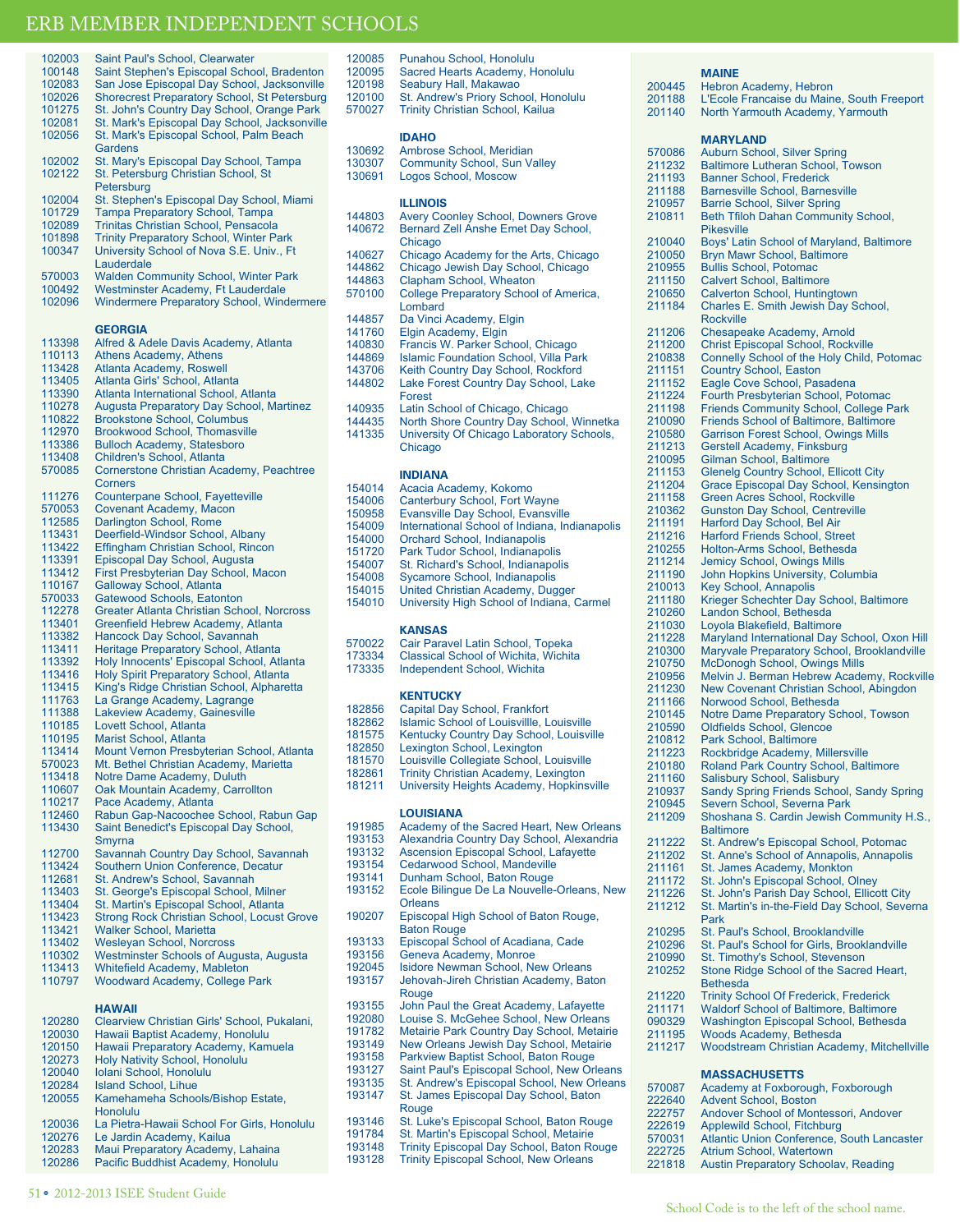# ERB MEMBER INDEPENDENT SCHOOLS

| Code | School |
|---|---|
| 102003 | Saint Paul's School, Clearwater |
| 100148 | Saint Stephen's Episcopal School, Bradenton |
| 102083 | San Jose Episcopal Day School, Jacksonville |
| 102026 | Shorecrest Preparatory School, St Petersburg |
| 101275 | St. John's Country Day School, Orange Park |
| 102081 | St. Mark's Episcopal Day School, Jacksonville |
| 102056 | St. Mark's Episcopal School, Palm Beach Gardens |
| 102002 | St. Mary's Episcopal Day School, Tampa |
| 102122 | St. Petersburg Christian School, St Petersburg |
| 102004 | St. Stephen's Episcopal Day School, Miami |
| 101729 | Tampa Preparatory School, Tampa |
| 102089 | Trinitas Christian School, Pensacola |
| 101898 | Trinity Preparatory School, Winter Park |
| 100347 | University School of Nova S.E. Univ., Ft Lauderdale |
| 570003 | Walden Community School, Winter Park |
| 100492 | Westminster Academy, Ft Lauderdale |
| 102096 | Windermere Preparatory School, Windermere |

### GEORGIA

| Code | School |
|---|---|
| 113398 | Alfred & Adele Davis Academy, Atlanta |
| 110113 | Athens Academy, Athens |
| 113428 | Atlanta Academy, Roswell |
| 113405 | Atlanta Girls' School, Atlanta |
| 113390 | Atlanta International School, Atlanta |
| 110278 | Augusta Preparatory Day School, Martinez |
| 110822 | Brookstone School, Columbus |
| 112970 | Brookwood School, Thomasville |
| 113386 | Bulloch Academy, Statesboro |
| 113408 | Children's School, Atlanta |
| 570085 | Cornerstone Christian Academy, Peachtree Corners |
| 111276 | Counterpane School, Fayetteville |
| 570053 | Covenant Academy, Macon |
| 112585 | Darlington School, Rome |
| 113431 | Deerfield-Windsor School, Albany |
| 113422 | Effingham Christian School, Rincon |
| 113391 | Episcopal Day School, Augusta |
| 113412 | First Presbyterian Day School, Macon |
| 110167 | Galloway School, Atlanta |
| 570033 | Gatewood Schools, Eatonton |
| 112278 | Greater Atlanta Christian School, Norcross |
| 113401 | Greenfield Hebrew Academy, Atlanta |
| 113382 | Hancock Day School, Savannah |
| 113411 | Heritage Preparatory School, Atlanta |
| 113392 | Holy Innocents' Episcopal School, Atlanta |
| 113416 | Holy Spirit Preparatory School, Atlanta |
| 113415 | King's Ridge Christian School, Alpharetta |
| 111763 | La Grange Academy, Lagrange |
| 111388 | Lakeview Academy, Gainesville |
| 110185 | Lovett School, Atlanta |
| 110195 | Marist School, Atlanta |
| 113414 | Mount Vernon Presbyterian School, Atlanta |
| 570023 | Mt. Bethel Christian Academy, Marietta |
| 113418 | Notre Dame Academy, Duluth |
| 110607 | Oak Mountain Academy, Carrollton |
| 110217 | Pace Academy, Atlanta |
| 112460 | Rabun Gap-Nacoochee School, Rabun Gap |
| 113430 | Saint Benedict's Episcopal Day School, Smyrna |
| 112700 | Savannah Country Day School, Savannah |
| 113424 | Southern Union Conference, Decatur |
| 112681 | St. Andrew's School, Savannah |
| 113403 | St. George's Episcopal School, Milner |
| 113404 | St. Martin's Episcopal School, Atlanta |
| 113423 | Strong Rock Christian School, Locust Grove |
| 113421 | Walker School, Marietta |
| 113402 | Wesleyan School, Norcross |
| 110302 | Westminster Schools of Augusta, Augusta |
| 113413 | Whitefield Academy, Mableton |
| 110797 | Woodward Academy, College Park |

### HAWAII

| Code | School |
|---|---|
| 120280 | Clearview Christian Girls' School, Pukalani, |
| 120030 | Hawaii Baptist Academy, Honolulu |
| 120150 | Hawaii Preparatory Academy, Kamuela |
| 120273 | Holy Nativity School, Honolulu |
| 120040 | Iolani School, Honolulu |
| 120284 | Island School, Lihue |
| 120055 | Kamehameha Schools/Bishop Estate, Honolulu |
| 120036 | La Pietra-Hawaii School For Girls, Honolulu |
| 120276 | Le Jardin Academy, Kailua |
| 120283 | Maui Preparatory Academy, Lahaina |
| 120286 | Pacific Buddhist Academy, Honolulu |
| 120085 | Punahou School, Honolulu |
| 120095 | Sacred Hearts Academy, Honolulu |
| 120198 | Seabury Hall, Makawao |
| 120100 | St. Andrew's Priory School, Honolulu |
| 570027 | Trinity Christian School, Kailua |

### IDAHO

| Code | School |
|---|---|
| 130692 | Ambrose School, Meridian |
| 130307 | Community School, Sun Valley |
| 130691 | Logos School, Moscow |

### ILLINOIS

| Code | School |
|---|---|
| 144803 | Avery Coonley School, Downers Grove |
| 140672 | Bernard Zell Anshe Emet Day School, Chicago |
| 140627 | Chicago Academy for the Arts, Chicago |
| 144862 | Chicago Jewish Day School, Chicago |
| 144863 | Clapham School, Wheaton |
| 570100 | College Preparatory School of America, Lombard |
| 144857 | Da Vinci Academy, Elgin |
| 141760 | Elgin Academy, Elgin |
| 140830 | Francis W. Parker School, Chicago |
| 144869 | Islamic Foundation School, Villa Park |
| 143706 | Keith Country Day School, Rockford |
| 144802 | Lake Forest Country Day School, Lake Forest |
| 140935 | Latin School of Chicago, Chicago |
| 144435 | North Shore Country Day School, Winnetka |
| 141335 | University Of Chicago Laboratory Schools, Chicago |

### INDIANA

| Code | School |
|---|---|
| 154014 | Acacia Academy, Kokomo |
| 154006 | Canterbury School, Fort Wayne |
| 150958 | Evansville Day School, Evansville |
| 154009 | International School of Indiana, Indianapolis |
| 154000 | Orchard School, Indianapolis |
| 151720 | Park Tudor School, Indianapolis |
| 154007 | St. Richard's School, Indianapolis |
| 154008 | Sycamore School, Indianapolis |
| 154015 | United Christian Academy, Dugger |
| 154010 | University High School of Indiana, Carmel |

### KANSAS

| Code | School |
|---|---|
| 570022 | Cair Paravel Latin School, Topeka |
| 173334 | Classical School of Wichita, Wichita |
| 173335 | Independent School, Wichita |

### KENTUCKY

| Code | School |
|---|---|
| 182856 | Capital Day School, Frankfort |
| 182862 | Islamic School of Louisville, Louisville |
| 181575 | Kentucky Country Day School, Louisville |
| 182850 | Lexington School, Lexington |
| 181570 | Louisville Collegiate School, Louisville |
| 182861 | Trinity Christian Academy, Lexington |
| 181211 | University Heights Academy, Hopkinsville |

### LOUISIANA

| Code | School |
|---|---|
| 191985 | Academy of the Sacred Heart, New Orleans |
| 193153 | Alexandria Country Day School, Alexandria |
| 193132 | Ascension Episcopal School, Lafayette |
| 193154 | Cedarwood School, Mandeville |
| 193141 | Dunham School, Baton Rouge |
| 193152 | Ecole Bilingue De La Nouvelle-Orleans, New Orleans |
| 190207 | Episcopal High School of Baton Rouge, Baton Rouge |
| 193133 | Episcopal School of Acadiana, Cade |
| 193156 | Geneva Academy, Monroe |
| 192045 | Isidore Newman School, New Orleans |
| 193157 | Jehovah-Jireh Christian Academy, Baton Rouge |
| 193155 | John Paul the Great Academy, Lafayette |
| 192080 | Louise S. McGehee School, New Orleans |
| 191782 | Metairie Park Country Day School, Metairie |
| 193149 | New Orleans Jewish Day School, Metairie |
| 193158 | Parkview Baptist School, Baton Rouge |
| 193127 | Saint Paul's Episcopal School, New Orleans |
| 193135 | St. Andrew's Episcopal School, New Orleans |
| 193147 | St. James Episcopal Day School, Baton Rouge |
| 193146 | St. Luke's Episcopal School, Baton Rouge |
| 191784 | St. Martin's Episcopal School, Metairie |
| 193148 | Trinity Episcopal Day School, Baton Rouge |
| 193128 | Trinity Episcopal School, New Orleans |

### MAINE

| Code | School |
|---|---|
| 200445 | Hebron Academy, Hebron |
| 201188 | L'Ecole Francaise du Maine, South Freeport |
| 201140 | North Yarmouth Academy, Yarmouth |

### MARYLAND

| Code | School |
|---|---|
| 570086 | Auburn School, Silver Spring |
| 211232 | Baltimore Lutheran School, Towson |
| 211193 | Banner School, Frederick |
| 211188 | Barnesville School, Barnesville |
| 210957 | Barrie School, Silver Spring |
| 210811 | Beth Tfiloh Dahan Community School, Pikesville |
| 210040 | Boys' Latin School of Maryland, Baltimore |
| 210050 | Bryn Mawr School, Baltimore |
| 210955 | Bullis School, Potomac |
| 211150 | Calvert School, Baltimore |
| 210650 | Calverton School, Huntingtown |
| 211184 | Charles E. Smith Jewish Day School, Rockville |
| 211206 | Chesapeake Academy, Arnold |
| 211200 | Christ Episcopal School, Rockville |
| 210838 | Connelly School of the Holy Child, Potomac |
| 211151 | Country School, Easton |
| 211152 | Eagle Cove School, Pasadena |
| 211224 | Fourth Presbyterian School, Potomac |
| 211198 | Friends Community School, College Park |
| 210090 | Friends School of Baltimore, Baltimore |
| 210580 | Garrison Forest School, Owings Mills |
| 211213 | Gerstell Academy, Finksburg |
| 210095 | Gilman School, Baltimore |
| 211153 | Glenelg Country School, Ellicott City |
| 211204 | Grace Episcopal Day School, Kensington |
| 211158 | Green Acres School, Rockville |
| 210362 | Gunston Day School, Centreville |
| 211191 | Harford Day School, Bel Air |
| 211216 | Harford Friends School, Street |
| 210255 | Holton-Arms School, Bethesda |
| 211214 | Jemicy School, Owings Mills |
| 211190 | John Hopkins University, Columbia |
| 210013 | Key School, Annapolis |
| 211180 | Krieger Schechter Day School, Baltimore |
| 210260 | Landon School, Bethesda |
| 211030 | Loyola Blakefield, Baltimore |
| 211228 | Maryland International Day School, Oxon Hill |
| 210300 | Maryvale Preparatory School, Brooklandville |
| 210750 | McDonogh School, Owings Mills |
| 210956 | Melvin J. Berman Hebrew Academy, Rockville |
| 211230 | New Covenant Christian School, Abingdon |
| 211166 | Norwood School, Bethesda |
| 210145 | Notre Dame Preparatory School, Towson |
| 210590 | Oldfields School, Glencoe |
| 210812 | Park School, Baltimore |
| 211223 | Rockbridge Academy, Millersville |
| 210180 | Roland Park Country School, Baltimore |
| 211160 | Salisbury School, Salisbury |
| 210937 | Sandy Spring Friends School, Sandy Spring |
| 210945 | Severn School, Severna Park |
| 211209 | Shoshana S. Cardin Jewish Community H.S., Baltimore |
| 211222 | St. Andrew's Episcopal School, Potomac |
| 211202 | St. Anne's School of Annapolis, Annapolis |
| 211161 | St. James Academy, Monkton |
| 211172 | St. John's Episcopal School, Olney |
| 211226 | St. John's Parish Day School, Ellicott City |
| 211212 | St. Martin's in-the-Field Day School, Severna Park |
| 210295 | St. Paul's School, Brooklandville |
| 210296 | St. Paul's School for Girls, Brooklandville |
| 210990 | St. Timothy's School, Stevenson |
| 210252 | Stone Ridge School of the Sacred Heart, Bethesda |
| 211220 | Trinity School Of Frederick, Frederick |
| 211171 | Waldorf School of Baltimore, Baltimore |
| 090329 | Washington Episcopal School, Bethesda |
| 211195 | Woods Academy, Bethesda |
| 211217 | Woodstream Christian Academy, Mitchellville |

### MASSACHUSETTS

| Code | School |
|---|---|
| 570087 | Academy at Foxborough, Foxborough |
| 222640 | Advent School, Boston |
| 222757 | Andover School of Montessori, Andover |
| 222619 | Applewild School, Fitchburg |
| 570031 | Atlantic Union Conference, South Lancaster |
| 222725 | Atrium School, Watertown |
| 221818 | Austin Preparatory Schoolav, Reading |

School Code is to the left of the school name.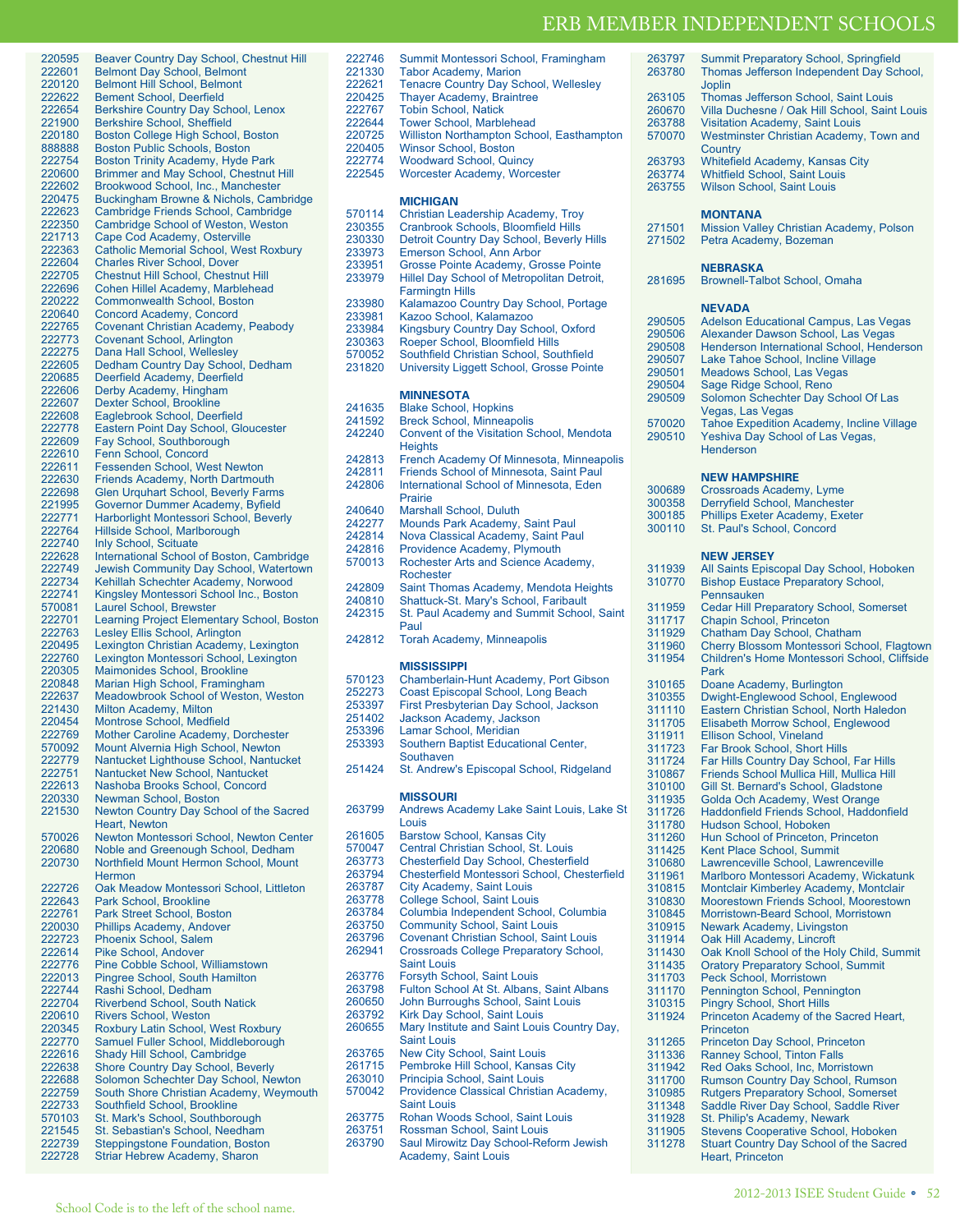# ERB MEMBER INDEPENDENT SCHOOLS

220595 Beaver Country Day School, Chestnut Hill
222601 Belmont Day School, Belmont
220120 Belmont Hill School, Belmont
222622 Bement School, Deerfield
222654 Berkshire Country Day School, Lenox
221900 Berkshire School, Sheffield
220180 Boston College High School, Boston
888888 Boston Public Schools, Boston
222754 Boston Trinity Academy, Hyde Park
220600 Brimmer and May School, Chestnut Hill
222602 Brookwood School, Inc., Manchester
220475 Buckingham Browne & Nichols, Cambridge
222623 Cambridge Friends School, Cambridge
222350 Cambridge School of Weston, Weston
221713 Cape Cod Academy, Osterville
222363 Catholic Memorial School, West Roxbury
222604 Charles River School, Dover
222705 Chestnut Hill School, Chestnut Hill
222696 Cohen Hillel Academy, Marblehead
220222 Commonwealth School, Boston
220640 Concord Academy, Concord
222765 Covenant Christian Academy, Peabody
222773 Covenant School, Arlington
222275 Dana Hall School, Wellesley
222605 Dedham Country Day School, Dedham
220685 Deerfield Academy, Deerfield
222606 Derby Academy, Hingham
222607 Dexter School, Brookline
222608 Eaglebrook School, Deerfield
222778 Eastern Point Day School, Gloucester
222609 Fay School, Southborough
222610 Fenn School, Concord
222611 Fessenden School, West Newton
222630 Friends Academy, North Dartmouth
222698 Glen Urquhart School, Beverly Farms
221995 Governor Dummer Academy, Byfield
222771 Harborlight Montessori School, Beverly
222764 Hillside School, Marlborough
222740 Inly School, Scituate
222628 International School of Boston, Cambridge
222749 Jewish Community Day School, Watertown
222734 Kehillah Schechter Academy, Norwood
222741 Kingsley Montessori School Inc., Boston
570081 Laurel School, Brewster
222701 Learning Project Elementary School, Boston
222763 Lesley Ellis School, Arlington
220495 Lexington Christian Academy, Lexington
222760 Lexington Montessori School, Lexington
220305 Maimonides School, Brookline
220848 Marian High School, Framingham
222637 Meadowbrook School of Weston, Weston
221430 Milton Academy, Milton
220454 Montrose School, Medfield
222769 Mother Caroline Academy, Dorchester
570092 Mount Alvernia High School, Newton
222779 Nantucket Lighthouse School, Nantucket
222751 Nantucket New School, Nantucket
222613 Nashoba Brooks School, Concord
220330 Newman School, Boston
221530 Newton Country Day School of the Sacred Heart, Newton
570026 Newton Montessori School, Newton Center
220680 Noble and Greenough School, Dedham
220730 Northfield Mount Hermon School, Mount Hermon
222726 Oak Meadow Montessori School, Littleton
222643 Park School, Brookline
222761 Park Street School, Boston
220030 Phillips Academy, Andover
222723 Phoenix School, Salem
222614 Pike School, Andover
222776 Pine Cobble School, Williamstown
222013 Pingree School, South Hamilton
222744 Rashi School, Dedham
222704 Riverbend School, South Natick
220610 Rivers School, Weston
220345 Roxbury Latin School, West Roxbury
222770 Samuel Fuller School, Middleborough
222616 Shady Hill School, Cambridge
222638 Shore Country Day School, Beverly
222688 Solomon Schechter Day School, Newton
222759 South Shore Christian Academy, Weymouth
222733 Southfield School, Brookline
570103 St. Mark's School, Southborough
221545 St. Sebastian's School, Needham
222739 Steppingstone Foundation, Boston
222728 Striar Hebrew Academy, Sharon
222746 Summit Montessori School, Framingham
221330 Tabor Academy, Marion
222621 Tenacre Country Day School, Wellesley
220425 Thayer Academy, Braintree
222767 Tobin School, Natick
222644 Tower School, Marblehead
220725 Williston Northampton School, Easthampton
220405 Winsor School, Boston
222774 Woodward School, Quincy
222545 Worcester Academy, Worcester

**MICHIGAN**

570114 Christian Leadership Academy, Troy
230355 Cranbrook Schools, Bloomfield Hills
230330 Detroit Country Day School, Beverly Hills
233973 Emerson School, Ann Arbor
233951 Grosse Pointe Academy, Grosse Pointe
233979 Hillel Day School of Metropolitan Detroit, Farmingtn Hills
233980 Kalamazoo Country Day School, Portage
233981 Kazoo School, Kalamazoo
233984 Kingsbury Country Day School, Oxford
230363 Roeper School, Bloomfield Hills
570052 Southfield Christian School, Southfield
231820 University Liggett School, Grosse Pointe

**MINNESOTA**

241635 Blake School, Hopkins
241592 Breck School, Minneapolis
242240 Convent of the Visitation School, Mendota Heights
242813 French Academy Of Minnesota, Minneapolis
242811 Friends School of Minnesota, Saint Paul
242806 International School of Minnesota, Eden Prairie
240640 Marshall School, Duluth
242277 Mounds Park Academy, Saint Paul
242814 Nova Classical Academy, Saint Paul
242816 Providence Academy, Plymouth
570013 Rochester Arts and Science Academy, Rochester
242809 Saint Thomas Academy, Mendota Heights
240810 Shattuck-St. Mary's School, Faribault
242315 St. Paul Academy and Summit School, Saint Paul
242812 Torah Academy, Minneapolis

**MISSISSIPPI**

570123 Chamberlain-Hunt Academy, Port Gibson
252273 Coast Episcopal School, Long Beach
253397 First Presbyterian Day School, Jackson
251402 Jackson Academy, Jackson
253396 Lamar School, Meridian
253393 Southern Baptist Educational Center, Southaven
251424 St. Andrew's Episcopal School, Ridgeland

**MISSOURI**

263799 Andrews Academy Lake Saint Louis, Lake St Louis
261605 Barstow School, Kansas City
570047 Central Christian School, St. Louis
263773 Chesterfield Day School, Chesterfield
263794 Chesterfield Montessori School, Chesterfield
263787 City Academy, Saint Louis
263778 College School, Saint Louis
263784 Columbia Independent School, Columbia
263750 Community School, Saint Louis
263796 Covenant Christian School, Saint Louis
262941 Crossroads College Preparatory School, Saint Louis
263776 Forsyth School, Saint Louis
263798 Fulton School At St. Albans, Saint Albans
260650 John Burroughs School, Saint Louis
263792 Kirk Day School, Saint Louis
260655 Mary Institute and Saint Louis Country Day, Saint Louis
263765 New City School, Saint Louis
261715 Pembroke Hill School, Kansas City
263010 Principia School, Saint Louis
570042 Providence Classical Christian Academy, Saint Louis
263775 Rohan Woods School, Saint Louis
263751 Rossman School, Saint Louis
263790 Saul Mirowitz Day School-Reform Jewish Academy, Saint Louis
263797 Summit Preparatory School, Springfield
263780 Thomas Jefferson Independent Day School, Joplin
263105 Thomas Jefferson School, Saint Louis
260670 Villa Duchesne / Oak Hill School, Saint Louis
263788 Visitation Academy, Saint Louis
570070 Westminster Christian Academy, Town and Country
263793 Whitefield Academy, Kansas City
263774 Whitfield School, Saint Louis
263755 Wilson School, Saint Louis

**MONTANA**

271501 Mission Valley Christian Academy, Polson
271502 Petra Academy, Bozeman

**NEBRASKA**

281695 Brownell-Talbot School, Omaha

**NEVADA**

290505 Adelson Educational Campus, Las Vegas
290506 Alexander Dawson School, Las Vegas
290508 Henderson International School, Henderson
290507 Lake Tahoe School, Incline Village
290501 Meadows School, Las Vegas
290504 Sage Ridge School, Reno
290509 Solomon Schechter Day School Of Las Vegas, Las Vegas
570020 Tahoe Expedition Academy, Incline Village
290510 Yeshiva Day School of Las Vegas, Henderson

**NEW HAMPSHIRE**

300689 Crossroads Academy, Lyme
300358 Derryfield School, Manchester
300185 Phillips Exeter Academy, Exeter
300110 St. Paul's School, Concord

**NEW JERSEY**

311939 All Saints Episcopal Day School, Hoboken
310770 Bishop Eustace Preparatory School, Pennsauken
311959 Cedar Hill Preparatory School, Somerset
311717 Chapin School, Princeton
311929 Chatham Day School, Chatham
311960 Cherry Blossom Montessori School, Flagtown
311954 Children's Home Montessori School, Cliffside Park
310165 Doane Academy, Burlington
310355 Dwight-Englewood School, Englewood
311110 Eastern Christian School, North Haledon
311705 Elisabeth Morrow School, Englewood
311911 Ellison School, Vineland
311723 Far Brook School, Short Hills
311724 Far Hills Country Day School, Far Hills
310867 Friends School Mullica Hill, Mullica Hill
310100 Gill St. Bernard's School, Gladstone
311935 Golda Och Academy, West Orange
311726 Haddonfield Friends School, Haddonfield
311780 Hudson School, Hoboken
311260 Hun School of Princeton, Princeton
311425 Kent Place School, Summit
310680 Lawrenceville School, Lawrenceville
311961 Marlboro Montessori Academy, Wickatunk
310815 Montclair Kimberley Academy, Montclair
310830 Moorestown Friends School, Moorestown
310845 Morristown-Beard School, Morristown
310915 Newark Academy, Livingston
311914 Oak Hill Academy, Lincroft
311430 Oak Knoll School of the Holy Child, Summit
311435 Oratory Preparatory School, Summit
311703 Peck School, Morristown
311170 Pennington School, Pennington
310315 Pingry School, Short Hills
311924 Princeton Academy of the Sacred Heart, Princeton
311265 Princeton Day School, Princeton
311336 Ranney School, Tinton Falls
311942 Red Oaks School, Inc, Morristown
311700 Rumson Country Day School, Rumson
310985 Rutgers Preparatory School, Somerset
311348 Saddle River Day School, Saddle River
311928 St. Philip's Academy, Newark
311905 Stevens Cooperative School, Hoboken
311278 Stuart Country Day School of the Sacred Heart, Princeton

School Code is to the left of the school name.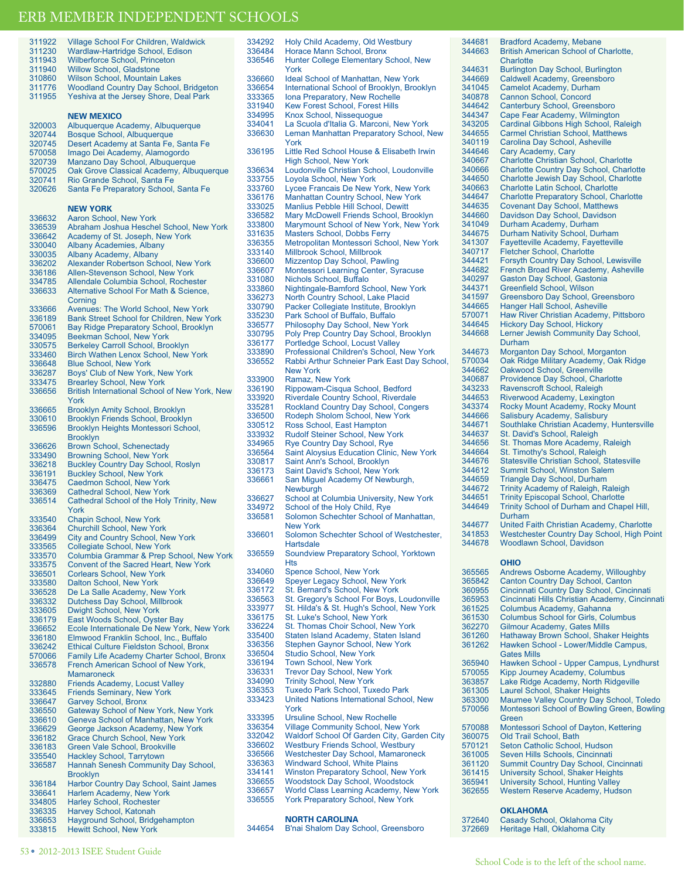# ERB MEMBER INDEPENDENT SCHOOLS

311922 Village School For Children, Waldwick
311230 Wardlaw-Hartridge School, Edison
311943 Wilberforce School, Princeton
311940 Willow School, Gladstone
310860 Wilson School, Mountain Lakes
311776 Woodland Country Day School, Bridgeton
311955 Yeshiva at the Jersey Shore, Deal Park

**NEW MEXICO**

320003 Albuquerque Academy, Albuquerque
320744 Bosque School, Albuquerque
320745 Desert Academy at Santa Fe, Santa Fe
570058 Imago Dei Academy, Alamogordo
320739 Manzano Day School, Albuquerque
570025 Oak Grove Classical Academy, Albuquerque
320741 Rio Grande School, Santa Fe
320626 Santa Fe Preparatory School, Santa Fe

**NEW YORK**

336632 Aaron School, New York
336539 Abraham Joshua Heschel School, New York
336642 Academy of St. Joseph, New York
330040 Albany Academies, Albany
330035 Albany Academy, Albany
336202 Alexander Robertson School, New York
336186 Allen-Stevenson School, New York
334785 Allendale Columbia School, Rochester
336633 Alternative School For Math & Science, Corning
333666 Avenues: The World School, New York
336189 Bank Street School for Children, New York
570061 Bay Ridge Preparatory School, Brooklyn
334095 Beekman School, New York
330575 Berkeley Carroll School, Brooklyn
333460 Birch Wathen Lenox School, New York
336648 Blue School, New York
336287 Boys' Club of New York, New York
333475 Brearley School, New York
336656 British International School of New York, New York
336665 Brooklyn Amity School, Brooklyn
330610 Brooklyn Friends School, Brooklyn
336596 Brooklyn Heights Montessori School, Brooklyn
336626 Brown School, Schenectady
333490 Browning School, New York
336218 Buckley Country Day School, Roslyn
336191 Buckley School, New York
336475 Caedmon School, New York
336369 Cathedral School, New York
336514 Cathedral School of the Holy Trinity, New York
333540 Chapin School, New York
336364 Churchill School, New York
336499 City and Country School, New York
333565 Collegiate School, New York
333570 Columbia Grammar & Prep School, New York
333575 Convent of the Sacred Heart, New York
336501 Corlears School, New York
333580 Dalton School, New York
336528 De La Salle Academy, New York
336332 Dutchess Day School, Millbrook
333605 Dwight School, New York
336179 East Woods School, Oyster Bay
336652 Ecole Internationale De New York, New York
336180 Elmwood Franklin School, Inc., Buffalo
336242 Ethical Culture Fieldston School, Bronx
570066 Family Life Academy Charter School, Bronx
336578 French American School of New York, Mamaroneck
332880 Friends Academy, Locust Valley
333645 Friends Seminary, New York
336647 Garvey School, Bronx
336550 Gateway School of New York, New York
336610 Geneva School of Manhattan, New York
336629 George Jackson Academy, New York
336182 Grace Church School, New York
336183 Green Vale School, Brookville
335540 Hackley School, Tarrytown
336587 Hannah Senesh Community Day School, Brooklyn
336184 Harbor Country Day School, Saint James
336641 Harlem Academy, New York
334805 Harley School, Rochester
336335 Harvey School, Katonah
336653 Hayground School, Bridgehampton
333815 Hewitt School, New York
334292 Holy Child Academy, Old Westbury
336484 Horace Mann School, Bronx
336546 Hunter College Elementary School, New York
336660 Ideal School of Manhattan, New York
336654 International School of Brooklyn, Brooklyn
333365 Iona Preparatory, New Rochelle
331940 Kew Forest School, Forest Hills
334995 Knox School, Nissequogue
334041 La Scuola d'Italia G. Marconi, New York
336630 Leman Manhattan Preparatory School, New York
336195 Little Red School House & Elisabeth Irwin High School, New York
336634 Loudonville Christian School, Loudonville
333755 Loyola School, New York
333760 Lycee Francais De New York, New York
336176 Manhattan Country School, New York
333025 Manlius Pebble Hill School, Dewitt
336582 Mary McDowell Friends School, Brooklyn
333800 Marymount School of New York, New York
331635 Masters School, Dobbs Ferry
336355 Metropolitan Montessori School, New York
333140 Millbrook School, Millbrook
336600 Mizzentop Day School, Pawling
336607 Montessori Learning Center, Syracuse
331080 Nichols School, Buffalo
333860 Nightingale-Bamford School, New York
336273 North Country School, Lake Placid
330790 Packer Collegiate Institute, Brooklyn
335230 Park School of Buffalo, Buffalo
336577 Philosophy Day School, New York
330795 Poly Prep Country Day School, Brooklyn
336177 Portledge School, Locust Valley
333890 Professional Children's School, New York
336552 Rabbi Arthur Schneier Park East Day School, New York
333900 Ramaz, New York
336190 Rippowam-Cisqua School, Bedford
333920 Riverdale Country School, Riverdale
335281 Rockland Country Day School, Congers
336500 Rodeph Sholom School, New York
330512 Ross School, East Hampton
333932 Rudolf Steiner School, New York
334965 Rye Country Day School, Rye
336564 Saint Aloysius Education Clinic, New York
330817 Saint Ann's School, Brooklyn
336173 Saint David's School, New York
336661 San Miguel Academy Of Newburgh, Newburgh
336627 School at Columbia University, New York
334972 School of the Holy Child, Rye
336581 Solomon Schechter School of Manhattan, New York
336601 Solomon Schechter School of Westchester, Hartsdale
336559 Soundview Preparatory School, Yorktown Hts
334060 Spence School, New York
336649 Speyer Legacy School, New York
336172 St. Bernard's School, New York
336563 St. Gregory's School For Boys, Loudonville
333977 St. Hilda's & St. Hugh's School, New York
336175 St. Luke's School, New York
336224 St. Thomas Choir School, New York
335400 Staten Island Academy, Staten Island
336356 Stephen Gaynor School, New York
336504 Studio School, New York
336194 Town School, New York
336331 Trevor Day School, New York
334090 Trinity School, New York
336353 Tuxedo Park School, Tuxedo Park
333423 United Nations International School, New York
333395 Ursuline School, New Rochelle
336354 Village Community School, New York
332042 Waldorf School Of Garden City, Garden City
336602 Westbury Friends School, Westbury
336566 Westchester Day School, Mamaroneck
336363 Windward School, White Plains
334141 Winston Preparatory School, New York
336655 Woodstock Day School, Woodstock
336657 World Class Learning Academy, New York
336555 York Preparatory School, New York

**NORTH CAROLINA**

344654 B'nai Shalom Day School, Greensboro
344681 Bradford Academy, Mebane
344663 British American School of Charlotte, Charlotte
344631 Burlington Day School, Burlington
344669 Caldwell Academy, Greensboro
341045 Camelot Academy, Durham
340878 Cannon School, Concord
344642 Canterbury School, Greensboro
344347 Cape Fear Academy, Wilmington
343205 Cardinal Gibbons High School, Raleigh
344655 Carmel Christian School, Matthews
340119 Carolina Day School, Asheville
344646 Cary Academy, Cary
340667 Charlotte Christian School, Charlotte
340666 Charlotte Country Day School, Charlotte
344650 Charlotte Jewish Day School, Charlotte
340663 Charlotte Latin School, Charlotte
344647 Charlotte Preparatory School, Charlotte
344635 Covenant Day School, Matthews
344660 Davidson Day School, Davidson
341049 Durham Academy, Durham
344675 Durham Nativity School, Durham
341307 Fayetteville Academy, Fayetteville
340717 Fletcher School, Charlotte
344421 Forsyth Country Day School, Lewisville
344682 French Broad River Academy, Asheville
340297 Gaston Day School, Gastonia
344371 Greenfield School, Wilson
341597 Greensboro Day School, Greensboro
344665 Hanger Hall School, Asheville
570071 Haw River Christian Academy, Pittsboro
344645 Hickory Day School, Hickory
344668 Lerner Jewish Community Day School, Durham
344673 Morganton Day School, Morganton
570034 Oak Ridge Military Academy, Oak Ridge
344662 Oakwood School, Greenville
340687 Providence Day School, Charlotte
343233 Ravenscroft School, Raleigh
344653 Riverwood Academy, Lexington
343374 Rocky Mount Academy, Rocky Mount
344666 Salisbury Academy, Salisbury
344671 Southlake Christian Academy, Huntersville
344637 St. David's School, Raleigh
344656 St. Thomas More Academy, Raleigh
344664 St. Timothy's School, Raleigh
344676 Statesville Christian School, Statesville
344612 Summit School, Winston Salem
344659 Triangle Day School, Durham
344672 Trinity Academy of Raleigh, Raleigh
344651 Trinity Episcopal School, Charlotte
344649 Trinity School of Durham and Chapel Hill, Durham
344677 United Faith Christian Academy, Charlotte
341853 Westchester Country Day School, High Point
344678 Woodlawn School, Davidson

**OHIO**

365565 Andrews Osborne Academy, Willoughby
365842 Canton Country Day School, Canton
360955 Cincinnati Country Day School, Cincinnati
365953 Cincinnati Hills Christian Academy, Cincinnati
361525 Columbus Academy, Gahanna
361530 Columbus School for Girls, Columbus
362270 Gilmour Academy, Gates Mills
361260 Hathaway Brown School, Shaker Heights
361262 Hawken School - Lower/Middle Campus, Gates Mills
365940 Hawken School - Upper Campus, Lyndhurst
570055 Kipp Journey Academy, Columbus
363857 Lake Ridge Academy, North Ridgeville
361305 Laurel School, Shaker Heights
363300 Maumee Valley Country Day School, Toledo
570056 Montessori School of Bowling Green, Bowling Green
570088 Montessori School of Dayton, Kettering
360075 Old Trail School, Bath
570121 Seton Catholic School, Hudson
361005 Seven Hills Schools, Cincinnati
361120 Summit Country Day School, Cincinnati
361415 University School, Shaker Heights
365941 University School, Hunting Valley
362655 Western Reserve Academy, Hudson

**OKLAHOMA**

372640 Casady School, Oklahoma City
372669 Heritage Hall, Oklahoma City

School Code is to the left of the school name.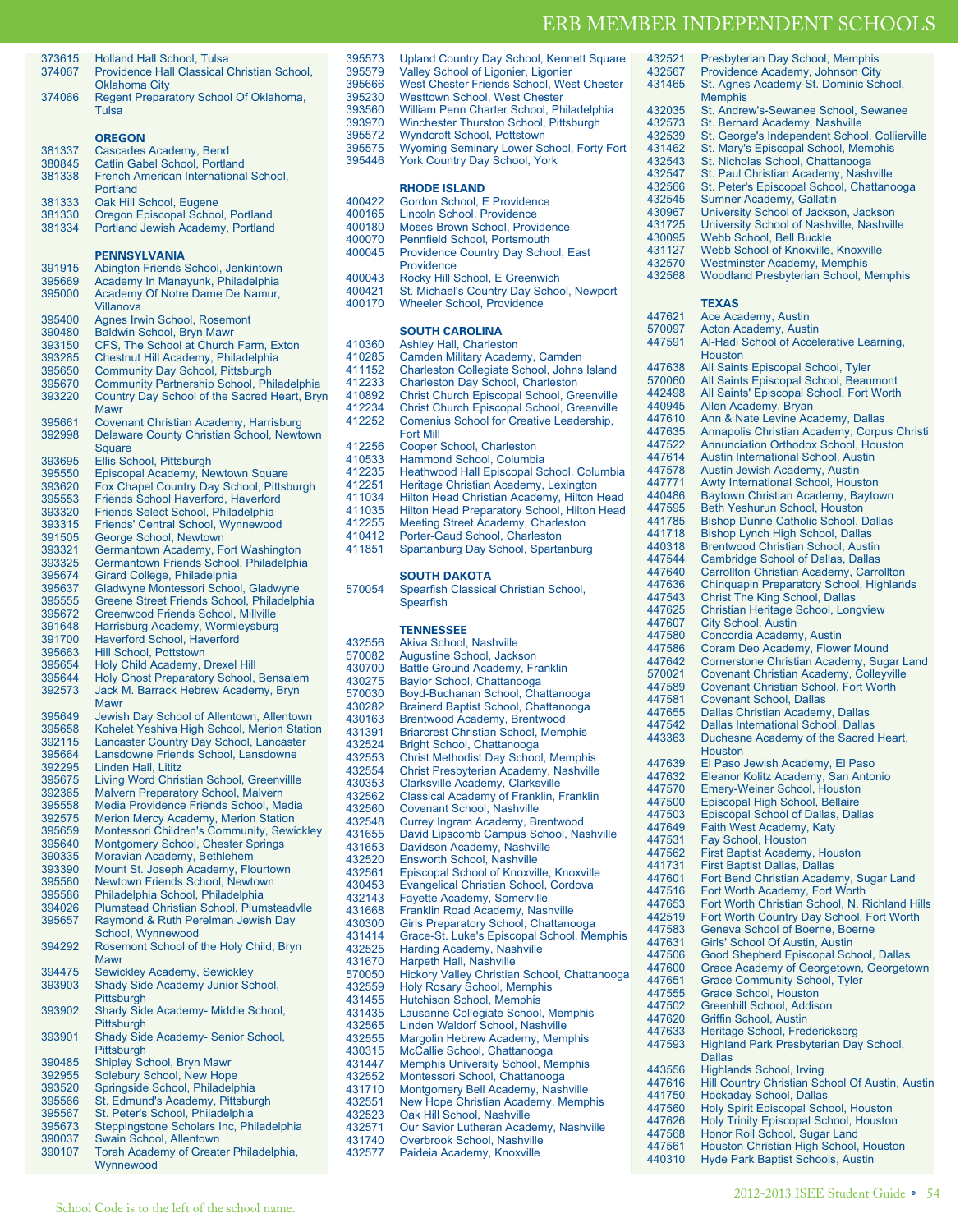373615 Holland Hall School, Tulsa
374067 Providence Hall Classical Christian School, Oklahoma City
374066 Regent Preparatory School Of Oklahoma, Tulsa

### OREGON

381337 Cascades Academy, Bend
380845 Catlin Gabel School, Portland
381338 French American International School, Portland
381333 Oak Hill School, Eugene
381330 Oregon Episcopal School, Portland
381334 Portland Jewish Academy, Portland

### PENNSYLVANIA

391915 Abington Friends School, Jenkintown
395669 Academy In Manayunk, Philadelphia
395000 Academy Of Notre Dame De Namur, Villanova
395400 Agnes Irwin School, Rosemont
390480 Baldwin School, Bryn Mawr
393150 CFS, The School at Church Farm, Exton
393285 Chestnut Hill Academy, Philadelphia
395650 Community Day School, Pittsburgh
395670 Community Partnership School, Philadelphia
393220 Country Day School of the Sacred Heart, Bryn Mawr
395661 Covenant Christian Academy, Harrisburg
392998 Delaware County Christian School, Newtown Square
393695 Ellis School, Pittsburgh
395550 Episcopal Academy, Newtown Square
393620 Fox Chapel Country Day School, Pittsburgh
395553 Friends School Haverford, Haverford
393320 Friends Select School, Philadelphia
393315 Friends' Central School, Wynnewood
391505 George School, Newtown
393321 Germantown Academy, Fort Washington
393325 Germantown Friends School, Philadelphia
395674 Girard College, Philadelphia
395637 Gladwyne Montessori School, Gladwyne
395555 Greene Street Friends School, Philadelphia
395672 Greenwood Friends School, Millville
391648 Harrisburg Academy, Wormleysburg
391700 Haverford School, Haverford
395663 Hill School, Pottstown
395654 Holy Child Academy, Drexel Hill
395644 Holy Ghost Preparatory School, Bensalem
392573 Jack M. Barrack Hebrew Academy, Bryn Mawr
395649 Jewish Day School of Allentown, Allentown
395658 Kohelet Yeshiva High School, Merion Station
392115 Lancaster Country Day School, Lancaster
395664 Lansdowne Friends School, Lansdowne
392295 Linden Hall, Lititz
395675 Living Word Christian School, Greenvillle
392365 Malvern Preparatory School, Malvern
395558 Media Providence Friends School, Media
392575 Merion Mercy Academy, Merion Station
395659 Montessori Children's Community, Sewickley
395640 Montgomery School, Chester Springs
390335 Moravian Academy, Bethlehem
393390 Mount St. Joseph Academy, Flourtown
395560 Newtown Friends School, Newtown
395586 Philadelphia School, Philadelphia
394026 Plumstead Christian School, Plumsteadvlle
395657 Raymond & Ruth Perelman Jewish Day School, Wynnewood
394292 Rosemont School of the Holy Child, Bryn Mawr
394475 Sewickley Academy, Sewickley
393903 Shady Side Academy Junior School, Pittsburgh
393902 Shady Side Academy- Middle School, Pittsburgh
393901 Shady Side Academy- Senior School, Pittsburgh
390485 Shipley School, Bryn Mawr
392955 Solebury School, New Hope
393520 Springside School, Philadelphia
395566 St. Edmund's Academy, Pittsburgh
395567 St. Peter's School, Philadelphia
395673 Steppingstone Scholars Inc, Philadelphia
390037 Swain School, Allentown
390107 Torah Academy of Greater Philadelphia, Wynnewood
395573 Upland Country Day School, Kennett Square
395579 Valley School of Ligonier, Ligonier
395666 West Chester Friends School, West Chester
395230 Westtown School, West Chester
393560 William Penn Charter School, Philadelphia
393970 Winchester Thurston School, Pittsburgh
395572 Wyndcroft School, Pottstown
395575 Wyoming Seminary Lower School, Forty Fort
395446 York Country Day School, York

### RHODE ISLAND

400422 Gordon School, E Providence
400165 Lincoln School, Providence
400180 Moses Brown School, Providence
400070 Pennfield School, Portsmouth
400045 Providence Country Day School, East Providence
400043 Rocky Hill School, E Greenwich
400421 St. Michael's Country Day School, Newport
400170 Wheeler School, Providence

### SOUTH CAROLINA

410360 Ashley Hall, Charleston
410285 Camden Military Academy, Camden
411152 Charleston Collegiate School, Johns Island
412233 Charleston Day School, Charleston
410892 Christ Church Episcopal School, Greenville
412234 Christ Church Episcopal School, Greenville
412252 Comenius School for Creative Leadership, Fort Mill
412256 Cooper School, Charleston
410533 Hammond School, Columbia
412235 Heathwood Hall Episcopal School, Columbia
412251 Heritage Christian Academy, Lexington
411034 Hilton Head Christian Academy, Hilton Head
411035 Hilton Head Preparatory School, Hilton Head
412255 Meeting Street Academy, Charleston
410412 Porter-Gaud School, Charleston
411851 Spartanburg Day School, Spartanburg

### SOUTH DAKOTA

570054 Spearfish Classical Christian School, Spearfish

### TENNESSEE

432556 Akiva School, Nashville
570082 Augustine School, Jackson
430700 Battle Ground Academy, Franklin
430275 Baylor School, Chattanooga
570030 Boyd-Buchanan School, Chattanooga
430282 Brainerd Baptist School, Chattanooga
430163 Brentwood Academy, Brentwood
431391 Briarcrest Christian School, Memphis
432524 Bright School, Chattanooga
432553 Christ Methodist Day School, Memphis
432554 Christ Presbyterian Academy, Nashville
430353 Clarksville Academy, Clarksville
432562 Classical Academy of Franklin, Franklin
432560 Covenant School, Nashville
432548 Currey Ingram Academy, Brentwood
431655 David Lipscomb Campus School, Nashville
431653 Davidson Academy, Nashville
432520 Ensworth School, Nashville
432561 Episcopal School of Knoxville, Knoxville
430453 Evangelical Christian School, Cordova
432143 Fayette Academy, Somerville
431668 Franklin Road Academy, Nashville
430300 Girls Preparatory School, Chattanooga
431414 Grace-St. Luke's Episcopal School, Memphis
432525 Harding Academy, Nashville
431670 Harpeth Hall, Nashville
570050 Hickory Valley Christian School, Chattanooga
432559 Holy Rosary School, Memphis
431455 Hutchison School, Memphis
431435 Lausanne Collegiate School, Memphis
432565 Linden Waldorf School, Nashville
432555 Margolin Hebrew Academy, Memphis
430315 McCallie School, Chattanooga
431447 Memphis University School, Memphis
432552 Montessori School, Chattanooga
431710 Montgomery Bell Academy, Nashville
432551 New Hope Christian Academy, Memphis
432523 Oak Hill School, Nashville
432571 Our Savior Lutheran Academy, Nashville
431740 Overbrook School, Nashville
432577 Paideia Academy, Knoxville
432521 Presbyterian Day School, Memphis
432567 Providence Academy, Johnson City
431465 St. Agnes Academy-St. Dominic School, Memphis
432035 St. Andrew's-Sewanee School, Sewanee
432573 St. Bernard Academy, Nashville
432539 St. George's Independent School, Collierville
431462 St. Mary's Episcopal School, Memphis
432543 St. Nicholas School, Chattanooga
432547 St. Paul Christian Academy, Nashville
432566 St. Peter's Episcopal School, Chattanooga
432545 Sumner Academy, Gallatin
430967 University School of Jackson, Jackson
431725 University School of Nashville, Nashville
430095 Webb School, Bell Buckle
431127 Webb School of Knoxville, Knoxville
432570 Westminster Academy, Memphis
432568 Woodland Presbyterian School, Memphis

### TEXAS

447621 Ace Academy, Austin
570097 Acton Academy, Austin
447591 Al-Hadi School of Accelerative Learning, Houston
447638 All Saints Episcopal School, Tyler
570060 All Saints Episcopal School, Beaumont
442498 All Saints' Episcopal School, Fort Worth
440945 Allen Academy, Bryan
447610 Ann & Nate Levine Academy, Dallas
447635 Annapolis Christian Academy, Corpus Christi
447522 Annunciation Orthodox School, Houston
447614 Austin International School, Austin
447578 Austin Jewish Academy, Austin
447771 Awty International School, Houston
440486 Baytown Christian Academy, Baytown
447595 Beth Yeshurun School, Houston
441785 Bishop Dunne Catholic School, Dallas
441718 Bishop Lynch High School, Dallas
440318 Brentwood Christian School, Austin
447544 Cambridge School of Dallas, Dallas
447640 Carrollton Christian Academy, Carrollton
447636 Chinquapin Preparatory School, Highlands
447543 Christ The King School, Dallas
447625 Christian Heritage School, Longview
447607 City School, Austin
447580 Concordia Academy, Austin
447586 Coram Deo Academy, Flower Mound
447642 Cornerstone Christian Academy, Sugar Land
570021 Covenant Christian Academy, Colleyville
447589 Covenant Christian School, Fort Worth
447581 Covenant School, Dallas
447655 Dallas Christian Academy, Dallas
447542 Dallas International School, Dallas
443363 Duchesne Academy of the Sacred Heart, Houston
447639 El Paso Jewish Academy, El Paso
447632 Eleanor Kolitz Academy, San Antonio
447570 Emery-Weiner School, Houston
447500 Episcopal High School, Bellaire
447503 Episcopal School of Dallas, Dallas
447649 Faith West Academy, Katy
447531 Fay School, Houston
447562 First Baptist Academy, Houston
441731 First Baptist Dallas, Dallas
447601 Fort Bend Christian Academy, Sugar Land
447516 Fort Worth Academy, Fort Worth
447653 Fort Worth Christian School, N. Richland Hills
442519 Fort Worth Country Day School, Fort Worth
447583 Geneva School of Boerne, Boerne
447631 Girls' School Of Austin, Austin
447506 Good Shepherd Episcopal School, Dallas
447600 Grace Academy of Georgetown, Georgetown
447651 Grace Community School, Tyler
447555 Grace School, Houston
447502 Greenhill School, Addison
447620 Griffin School, Austin
447633 Heritage School, Fredericksbrg
447593 Highland Park Presbyterian Day School, Dallas
443556 Highlands School, Irving
447616 Hill Country Christian School Of Austin, Austin
441750 Hockaday School, Dallas
447560 Holy Spirit Episcopal School, Houston
447626 Holy Trinity Episcopal School, Houston
447568 Honor Roll School, Sugar Land
447561 Houston Christian High School, Houston
440310 Hyde Park Baptist Schools, Austin

School Code is to the left of the school name.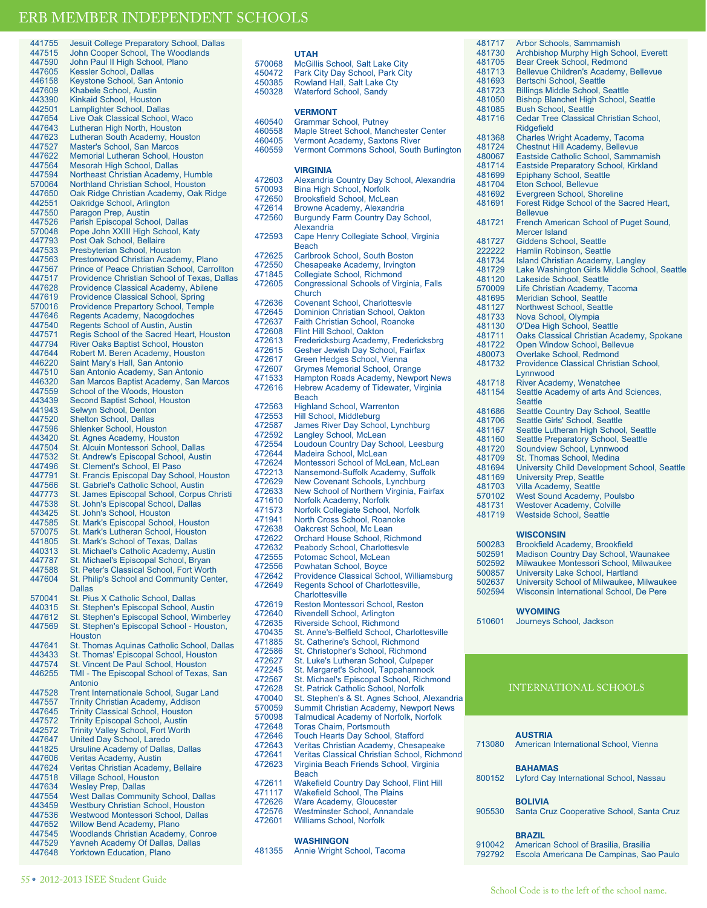# ERB MEMBER INDEPENDENT SCHOOLS

441755 Jesuit College Preparatory School, Dallas
447515 John Cooper School, The Woodlands
447590 John Paul II High School, Plano
447605 Kessler School, Dallas
446158 Keystone School, San Antonio
447609 Khabele School, Austin
443390 Kinkaid School, Houston
442501 Lamplighter School, Dallas
447654 Live Oak Classical School, Waco
447643 Lutheran High North, Houston
447623 Lutheran South Academy, Houston
447527 Master's School, San Marcos
447622 Memorial Lutheran School, Houston
447564 Mesorah High School, Dallas
447594 Northeast Christian Academy, Humble
570064 Northland Christian School, Houston
447650 Oak Ridge Christian Academy, Oak Ridge
442551 Oakridge School, Arlington
447550 Paragon Prep, Austin
447526 Parish Episcopal School, Dallas
570048 Pope John XXIII High School, Katy
447793 Post Oak School, Bellaire
447533 Presbyterian School, Houston
447563 Prestonwood Christian Academy, Plano
447567 Prince of Peace Christian School, Carrollton
447517 Providence Christian School of Texas, Dallas
447628 Providence Classical Academy, Abilene
447619 Providence Classical School, Spring
570016 Providence Preparatory School, Temple
447646 Regents Academy, Nacogdoches
447540 Regents School of Austin, Austin
447571 Regis School of the Sacred Heart, Houston
447794 River Oaks Baptist School, Houston
447644 Robert M. Beren Academy, Houston
446220 Saint Mary's Hall, San Antonio
447510 San Antonio Academy, San Antonio
446320 San Marcos Baptist Academy, San Marcos
447559 School of the Woods, Houston
443439 Second Baptist School, Houston
441943 Selwyn School, Denton
447520 Shelton School, Dallas
447596 Shlenker School, Houston
443420 St. Agnes Academy, Houston
447504 St. Alcuin Montessori School, Dallas
447532 St. Andrew's Episcopal School, Austin
447496 St. Clement's School, El Paso
447791 St. Francis Episcopal Day School, Houston
447566 St. Gabriel's Catholic School, Austin
447773 St. James Episcopal School, Corpus Christi
447538 St. John's Episcopal School, Dallas
443425 St. John's School, Houston
447585 St. Mark's Episcopal School, Houston
570075 St. Mark's Lutheran School, Houston
441805 St. Mark's School of Texas, Dallas
440313 St. Michael's Catholic Academy, Austin
447787 St. Michael's Episcopal School, Bryan
447588 St. Peter's Classical School, Fort Worth
447604 St. Philip's School and Community Center, Dallas
570041 St. Pius X Catholic School, Dallas
440315 St. Stephen's Episcopal School, Austin
447612 St. Stephen's Episcopal School, Wimberley
447569 St. Stephen's Episcopal School - Houston, Houston
447641 St. Thomas Aquinas Catholic School, Dallas
443433 St. Thomas' Episcopal School, Houston
447574 St. Vincent De Paul School, Houston
446255 TMI - The Episcopal School of Texas, San Antonio
447528 Trent Internationale School, Sugar Land
447557 Trinity Christian Academy, Addison
447645 Trinity Classical School, Houston
447572 Trinity Episcopal School, Austin
442572 Trinity Valley School, Fort Worth
447647 United Day School, Laredo
441825 Ursuline Academy of Dallas, Dallas
447606 Veritas Academy, Austin
447624 Veritas Christian Academy, Bellaire
447518 Village School, Houston
447634 Wesley Prep, Dallas
447554 West Dallas Community School, Dallas
443459 Westbury Christian School, Houston
447536 Westwood Montessori School, Dallas
447652 Willow Bend Academy, Plano
447545 Woodlands Christian Academy, Conroe
447529 Yavneh Academy Of Dallas, Dallas
447648 Yorktown Education, Plano

### UTAH

570068 McGillis School, Salt Lake City
450472 Park City Day School, Park City
450385 Rowland Hall, Salt Lake Cty
450328 Waterford School, Sandy

### VERMONT

460540 Grammar School, Putney
460558 Maple Street School, Manchester Center
460405 Vermont Academy, Saxtons River
460559 Vermont Commons School, South Burlington

### VIRGINIA

472603 Alexandria Country Day School, Alexandria
570093 Bina High School, Norfolk
472650 Brooksfield School, McLean
472614 Browne Academy, Alexandria
472560 Burgundy Farm Country Day School, Alexandria
472593 Cape Henry Collegiate School, Virginia Beach
472625 Carlbrook School, South Boston
472550 Chesapeake Academy, Irvington
471845 Collegiate School, Richmond
472605 Congressional Schools of Virginia, Falls Church
472636 Covenant School, Charlottesvle
472645 Dominion Christian School, Oakton
472637 Faith Christian School, Roanoke
472608 Flint Hill School, Oakton
472613 Fredericksburg Academy, Fredericksbrg
472615 Gesher Jewish Day School, Fairfax
472617 Green Hedges School, Vienna
472607 Grymes Memorial School, Orange
471533 Hampton Roads Academy, Newport News
472616 Hebrew Academy of Tidewater, Virginia Beach
472563 Highland School, Warrenton
472553 Hill School, Middleburg
472587 James River Day School, Lynchburg
472592 Langley School, McLean
472554 Loudoun Country Day School, Leesburg
472644 Madeira School, McLean
472624 Montessori School of McLean, McLean
472213 Nansemond-Suffolk Academy, Suffolk
472629 New Covenant Schools, Lynchburg
472633 New School of Northern Virginia, Fairfax
471610 Norfolk Academy, Norfolk
471573 Norfolk Collegiate School, Norfolk
471941 North Cross School, Roanoke
472638 Oakcrest School, Mc Lean
472622 Orchard House School, Richmond
472632 Peabody School, Charlottesvle
472555 Potomac School, McLean
472556 Powhatan School, Boyce
472642 Providence Classical School, Williamsburg
472649 Regents School of Charlottesville, Charlottesville
472619 Reston Montessori School, Reston
472640 Rivendell School, Arlington
472635 Riverside School, Richmond
470435 St. Anne's-Belfield School, Charlottesville
471885 St. Catherine's School, Richmond
472586 St. Christopher's School, Richmond
472627 St. Luke's Lutheran School, Culpeper
472245 St. Margaret's School, Tappahannock
472567 St. Michael's Episcopal School, Richmond
472628 St. Patrick Catholic School, Norfolk
470040 St. Stephen's & St. Agnes School, Alexandria
570059 Summit Christian Academy, Newport News
570098 Talmudical Academy of Norfolk, Norfolk
472648 Toras Chaim, Portsmouth
472646 Touch Hearts Day School, Stafford
472643 Veritas Christian Academy, Chesapeake
472641 Veritas Classical Christian School, Richmond
472623 Virginia Beach Friends School, Virginia Beach
472611 Wakefield Country Day School, Flint Hill
471117 Wakefield School, The Plains
472626 Ware Academy, Gloucester
472576 Westminster School, Annandale
472601 Williams School, Norfolk

### WASHINGTON

481355 Annie Wright School, Tacoma
481717 Arbor Schools, Sammamish
481730 Archbishop Murphy High School, Everett
481705 Bear Creek School, Redmond
481713 Bellevue Children's Academy, Bellevue
481693 Bertschi School, Seattle
481723 Billings Middle School, Seattle
481050 Bishop Blanchet High School, Seattle
481085 Bush School, Seattle
481716 Cedar Tree Classical Christian School, Ridgefield
481368 Charles Wright Academy, Tacoma
481724 Chestnut Hill Academy, Bellevue
480067 Eastside Catholic School, Sammamish
481714 Eastside Preparatory School, Kirkland
481699 Epiphany School, Seattle
481704 Eton School, Bellevue
481692 Evergreen School, Shoreline
481691 Forest Ridge School of the Sacred Heart, Bellevue
481721 French American School of Puget Sound, Mercer Island
481727 Giddens School, Seattle
222222 Hamlin Robinson, Seattle
481734 Island Christian Academy, Langley
481729 Lake Washington Girls Middle School, Seattle
481120 Lakeside School, Seattle
570009 Life Christian Academy, Tacoma
481695 Meridian School, Seattle
481127 Northwest School, Seattle
481733 Nova School, Olympia
481130 O'Dea High School, Seattle
481711 Oaks Classical Christian Academy, Spokane
481722 Open Window School, Bellevue
480073 Overlake School, Redmond
481732 Providence Classical Christian School, Lynnwood
481718 River Academy, Wenatchee
481154 Seattle Academy of arts And Sciences, Seattle
481686 Seattle Country Day School, Seattle
481706 Seattle Girls' School, Seattle
481167 Seattle Lutheran High School, Seattle
481160 Seattle Preparatory School, Seattle
481720 Soundview School, Lynnwood
481709 St. Thomas School, Medina
481694 University Child Development School, Seattle
481169 University Prep, Seattle
481703 Villa Academy, Seattle
570102 West Sound Academy, Poulsbo
481731 Westover Academy, Colville
481719 Westside School, Seattle

### WISCONSIN

500283 Brookfield Academy, Brookfield
502591 Madison Country Day School, Waunakee
502592 Milwaukee Montessori School, Milwaukee
500857 University Lake School, Hartland
502637 University School of Milwaukee, Milwaukee
502594 Wisconsin International School, De Pere

### WYOMING

510601 Journeys School, Jackson

## INTERNATIONAL SCHOOLS

### AUSTRIA

713080 American International School, Vienna

### BAHAMAS

800152 Lyford Cay International School, Nassau

### BOLIVIA

905530 Santa Cruz Cooperative School, Santa Cruz

### BRAZIL

910042 American School of Brasilia, Brasilia
792792 Escola Americana De Campinas, Sao Paulo

School Code is to the left of the school name.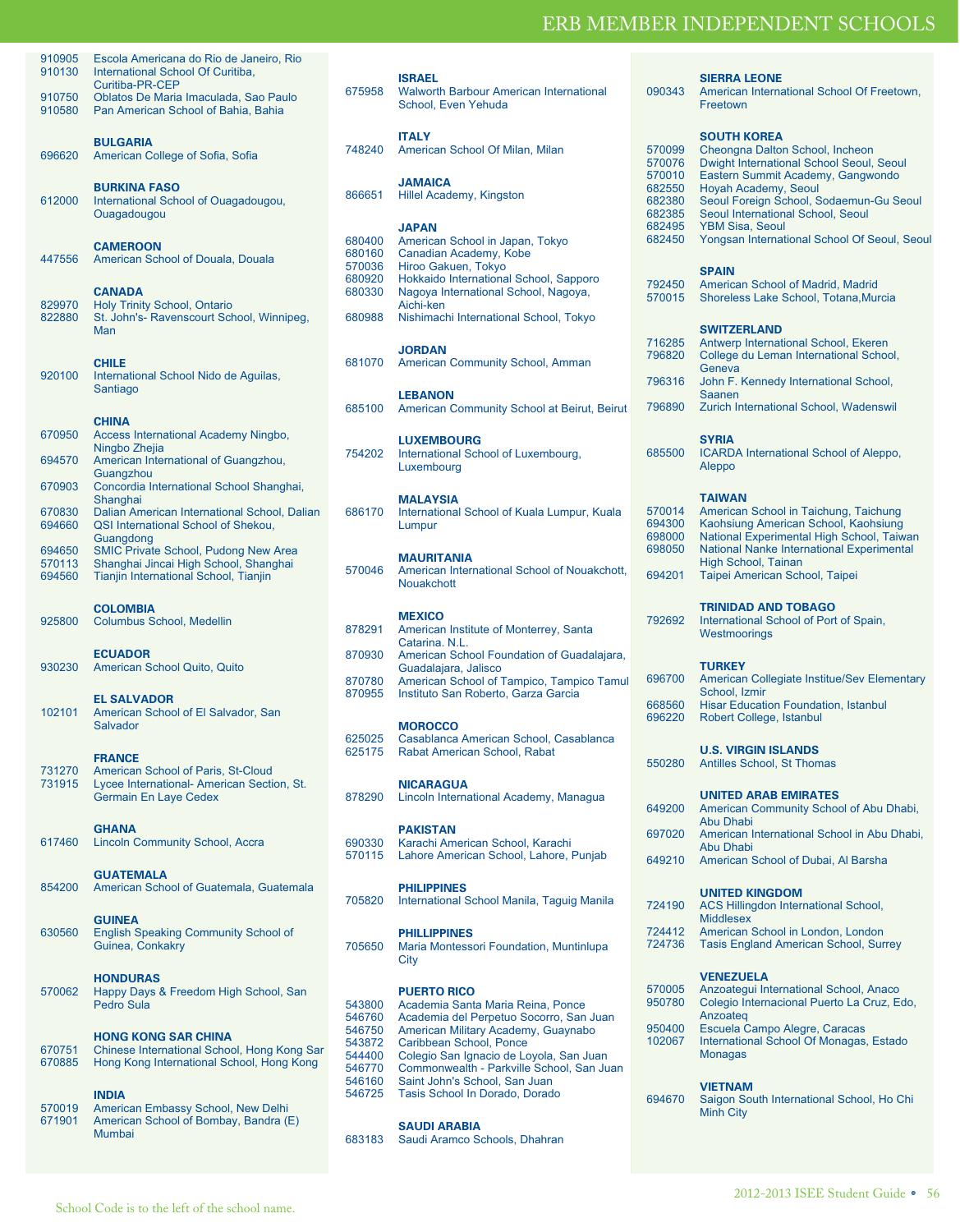# ERB MEMBER INDEPENDENT SCHOOLS

910905 Escola Americana do Rio de Janeiro, Rio
910130 International School Of Curitiba, Curitiba-PR-CEP
910750 Oblatos De Maria Imaculada, Sao Paulo
910580 Pan American School of Bahia, Bahia

### BULGARIA
696620 American College of Sofia, Sofia

### BURKINA FASO
612000 International School of Ouagadougou, Ouagadougou

### CAMEROON
447556 American School of Douala, Douala

### CANADA
829970 Holy Trinity School, Ontario
822880 St. John's- Ravenscourt School, Winnipeg, Man

### CHILE
920100 International School Nido de Aguilas, Santiago

### CHINA
670950 Access International Academy Ningbo, Ningbo Zhejia
694570 American International of Guangzhou, Guangzhou
670903 Concordia International School Shanghai, Shanghai
670830 Dalian American International School, Dalian
694660 QSI International School of Shekou, Guangdong
694650 SMIC Private School, Pudong New Area
570113 Shanghai Jincai High School, Shanghai
694560 Tianjin International School, Tianjin

### COLOMBIA
925800 Columbus School, Medellin

### ECUADOR
930230 American School Quito, Quito

### EL SALVADOR
102101 American School of El Salvador, San Salvador

### FRANCE
731270 American School of Paris, St-Cloud
731915 Lycee International- American Section, St. Germain En Laye Cedex

### GHANA
617460 Lincoln Community School, Accra

### GUATEMALA
854200 American School of Guatemala, Guatemala

### GUINEA
630560 English Speaking Community School of Guinea, Conkakry

### HONDURAS
570062 Happy Days & Freedom High School, San Pedro Sula

### HONG KONG SAR CHINA
670751 Chinese International School, Hong Kong Sar
670885 Hong Kong International School, Hong Kong

### INDIA
570019 American Embassy School, New Delhi
671901 American School of Bombay, Bandra (E) Mumbai

### ISRAEL
675958 Walworth Barbour American International School, Even Yehuda

### ITALY
748240 American School Of Milan, Milan

### JAMAICA
866651 Hillel Academy, Kingston

### JAPAN
680400 American School in Japan, Tokyo
680160 Canadian Academy, Kobe
570036 Hiroo Gakuen, Tokyo
680920 Hokkaido International School, Sapporo
680330 Nagoya International School, Nagoya, Aichi-ken
680988 Nishimachi International School, Tokyo

### JORDAN
681070 American Community School, Amman

### LEBANON
685100 American Community School at Beirut, Beirut

### LUXEMBOURG
754202 International School of Luxembourg, Luxembourg

### MALAYSIA
686170 International School of Kuala Lumpur, Kuala Lumpur

### MAURITANIA
570046 American International School of Nouakchott, Nouakchott

### MEXICO
878291 American Institute of Monterrey, Santa Catarina. N.L.
870930 American School Foundation of Guadalajara, Guadalajara, Jalisco
870780 American School of Tampico, Tampico Tamul
870955 Instituto San Roberto, Garza Garcia

### MOROCCO
625025 Casablanca American School, Casablanca
625175 Rabat American School, Rabat

### NICARAGUA
878290 Lincoln International Academy, Managua

### PAKISTAN
690330 Karachi American School, Karachi
570115 Lahore American School, Lahore, Punjab

### PHILIPPINES
705820 International School Manila, Taguig Manila

### PHILLIPINES
705650 Maria Montessori Foundation, Muntinlupa City

### PUERTO RICO
543800 Academia Santa Maria Reina, Ponce
546760 Academia del Perpetuo Socorro, San Juan
546750 American Military Academy, Guaynabo
543872 Caribbean School, Ponce
544400 Colegio San Ignacio de Loyola, San Juan
546770 Commonwealth - Parkville School, San Juan
546160 Saint John's School, San Juan
546725 Tasis School In Dorado, Dorado

### SAUDI ARABIA
683183 Saudi Aramco Schools, Dhahran

### SIERRA LEONE
090343 American International School Of Freetown, Freetown

### SOUTH KOREA
570099 Cheongna Dalton School, Incheon
570076 Dwight International School Seoul, Seoul
570010 Eastern Summit Academy, Gangwondo
682550 Hoyah Academy, Seoul
682380 Seoul Foreign School, Sodaemun-Gu Seoul
682385 Seoul International School, Seoul
682495 YBM Sisa, Seoul
682450 Yongsan International School Of Seoul, Seoul

### SPAIN
792450 American School of Madrid, Madrid
570015 Shoreless Lake School, Totana,Murcia

### SWITZERLAND
716285 Antwerp International School, Ekeren
796820 College du Leman International School, Geneva
796316 John F. Kennedy International School, Saanen
796890 Zurich International School, Wadenswil

### SYRIA
685500 ICARDA International School of Aleppo, Aleppo

### TAIWAN
570014 American School in Taichung, Taichung
694300 Kaohsiung American School, Kaohsiung
698000 National Experimental High School, Taiwan
698050 National Nanke International Experimental High School, Tainan
694201 Taipei American School, Taipei

### TRINIDAD AND TOBAGO
792692 International School of Port of Spain, Westmoorings

### TURKEY
696700 American Collegiate Institue/Sev Elementary School, Izmir
668560 Hisar Education Foundation, Istanbul
696220 Robert College, Istanbul

### U.S. VIRGIN ISLANDS
550280 Antilles School, St Thomas

### UNITED ARAB EMIRATES
649200 American Community School of Abu Dhabi, Abu Dhabi
697020 American International School in Abu Dhabi, Abu Dhabi
649210 American School of Dubai, Al Barsha

### UNITED KINGDOM
724190 ACS Hillingdon International School, Middlesex
724412 American School in London, London
724736 Tasis England American School, Surrey

### VENEZUELA
570005 Anzoategui International School, Anaco
950780 Colegio Internacional Puerto La Cruz, Edo, Anzoateq
950400 Escuela Campo Alegre, Caracas
102067 International School Of Monagas, Estado Monagas

### VIETNAM
694670 Saigon South International School, Ho Chi Minh City

School Code is to the left of the school name.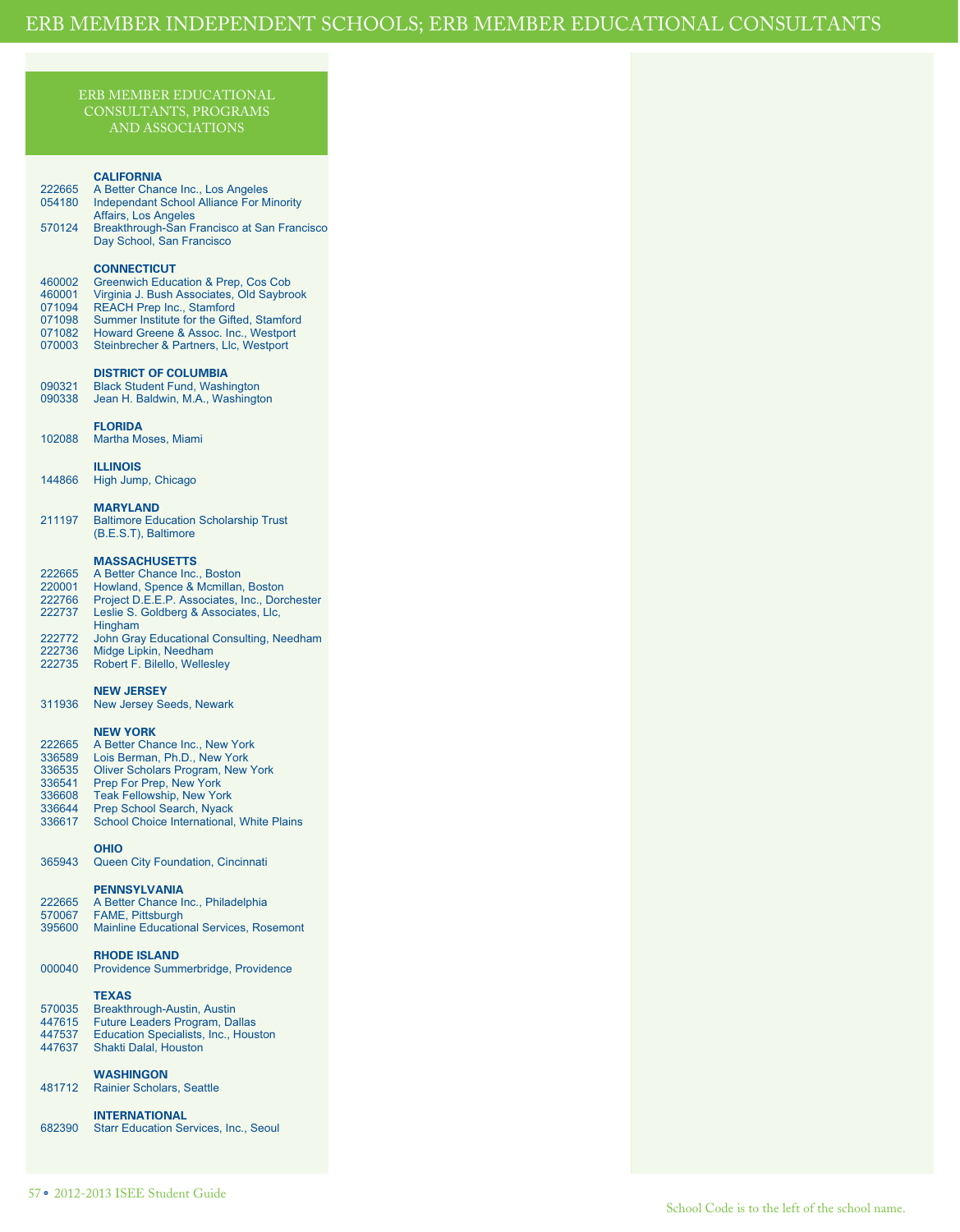# ERB MEMBER INDEPENDENT SCHOOLS; ERB MEMBER EDUCATIONAL CONSULTANTS

## ERB MEMBER EDUCATIONAL CONSULTANTS, PROGRAMS AND ASSOCIATIONS

### CALIFORNIA

222665 A Better Chance Inc., Los Angeles
054180 Independant School Alliance For Minority Affairs, Los Angeles
570124 Breakthrough-San Francisco at San Francisco Day School, San Francisco

### CONNECTICUT

460002 Greenwich Education & Prep, Cos Cob
460001 Virginia J. Bush Associates, Old Saybrook
071094 REACH Prep Inc., Stamford
071098 Summer Institute for the Gifted, Stamford
071082 Howard Greene & Assoc. Inc., Westport
070003 Steinbrecher & Partners, Llc, Westport

### DISTRICT OF COLUMBIA

090321 Black Student Fund, Washington
090338 Jean H. Baldwin, M.A., Washington

### FLORIDA

102088 Martha Moses, Miami

### ILLINOIS

144866 High Jump, Chicago

### MARYLAND

211197 Baltimore Education Scholarship Trust (B.E.S.T), Baltimore

### MASSACHUSETTS

222665 A Better Chance Inc., Boston
220001 Howland, Spence & Mcmillan, Boston
222766 Project D.E.E.P. Associates, Inc., Dorchester
222737 Leslie S. Goldberg & Associates, Llc, Hingham
222772 John Gray Educational Consulting, Needham
222736 Midge Lipkin, Needham
222735 Robert F. Bilello, Wellesley

### NEW JERSEY

311936 New Jersey Seeds, Newark

### NEW YORK

222665 A Better Chance Inc., New York
336589 Lois Berman, Ph.D., New York
336535 Oliver Scholars Program, New York
336541 Prep For Prep, New York
336608 Teak Fellowship, New York
336644 Prep School Search, Nyack
336617 School Choice International, White Plains

### OHIO

365943 Queen City Foundation, Cincinnati

### PENNSYLVANIA

222665 A Better Chance Inc., Philadelphia
570067 FAME, Pittsburgh
395600 Mainline Educational Services, Rosemont

### RHODE ISLAND

000040 Providence Summerbridge, Providence

### TEXAS

570035 Breakthrough-Austin, Austin
447615 Future Leaders Program, Dallas
447537 Education Specialists, Inc., Houston
447637 Shakti Dalal, Houston

### WASHINGON

481712 Rainier Scholars, Seattle

### INTERNATIONAL

682390 Starr Education Services, Inc., Seoul

School Code is to the left of the school name.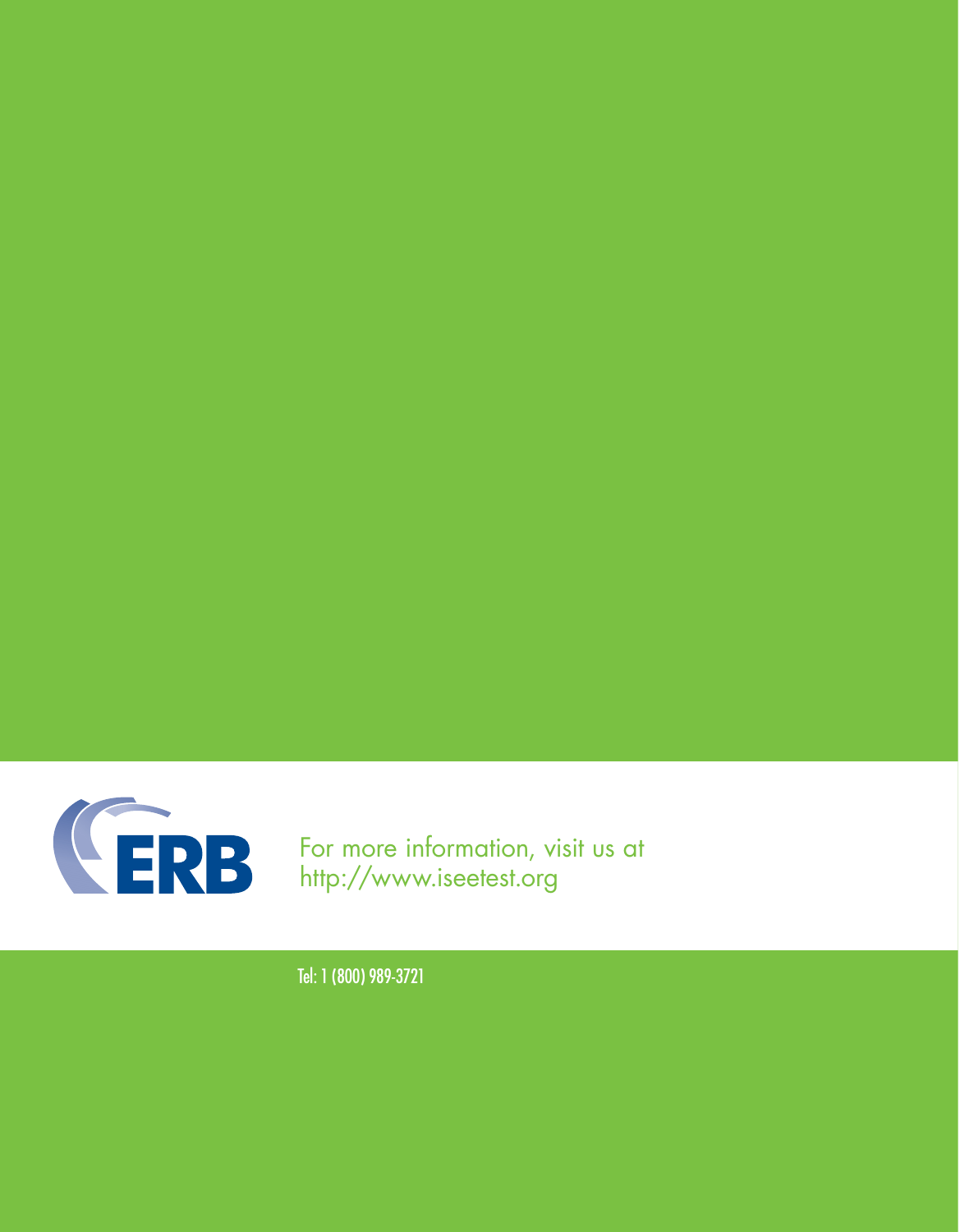ERB

For more information, visit us at
http://www.iseetest.org

Tel: 1 (800) 989-3721